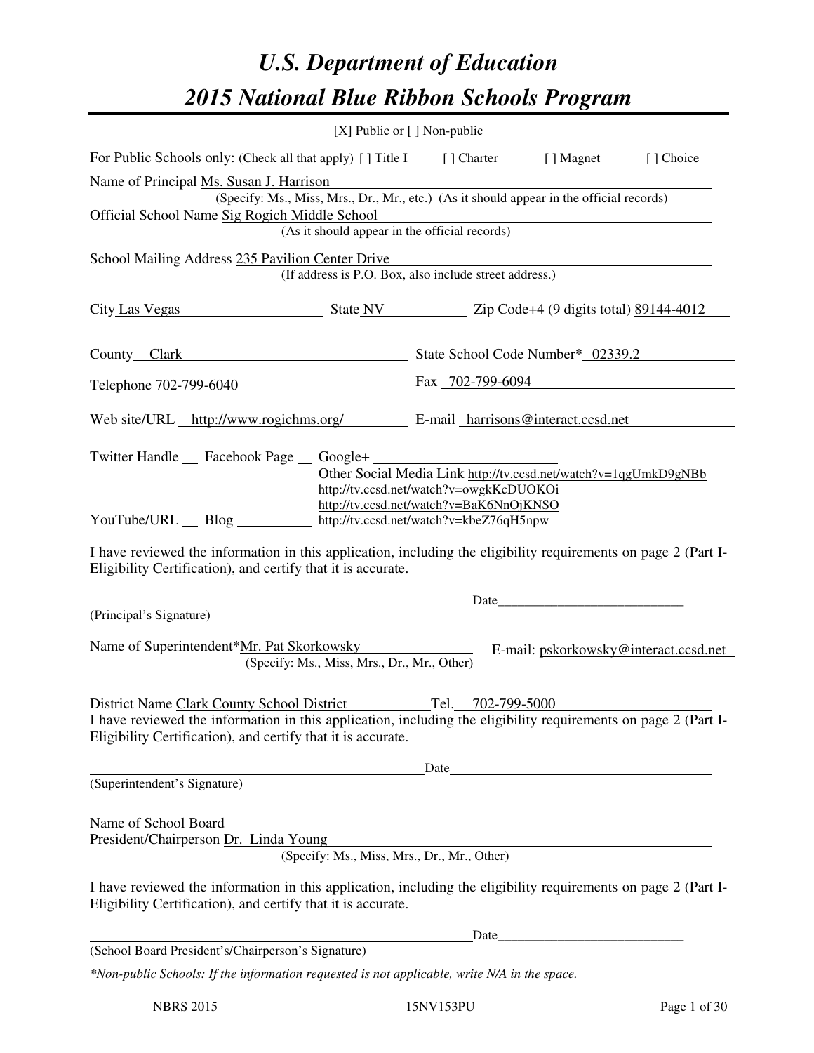# U.S. Department of Education

# 2015 National Blue Ribbon Schools Program

[X] Public or [ ] Non-public

For Public Schools only: (Check all that apply) [ ] Title I [ ] Charter [ ] Magnet [ ] Choice

Name of Principal Ms. Susan J. Harrison

(Specify: Ms., Miss, Mrs., Dr., Mr., etc.) (As it should appear in the official records)

Official School Name Sig Rogich Middle School

(As it should appear in the official records)

School Mailing Address 235 Pavilion Center Drive

(If address is P.O. Box, also include street address.)

City Las Vegas State NV Zip Code+4 (9 digits total) 89144-4012

County Clark State School Code Number* 02339.2

Telephone 702-799-6040 Fax 702-799-6094

Web site/URL http://www.rogichms.org/ E-mail harrisons@interact.ccsd.net

Twitter Handle \_\_ Facebook Page \_\_ Google+ \_\_

Other Social Media Link http://tv.ccsd.net/watch?v=1qgUmkD9gNBb
http://tv.ccsd.net/watch?v=owgkKcDUOKOi
http://tv.ccsd.net/watch?v=BaK6NnOjKNSO

YouTube/URL \_\_ Blog \_\_ http://tv.ccsd.net/watch?v=kbeZ76qH5npw

I have reviewed the information in this application, including the eligibility requirements on page 2 (Part I-Eligibility Certification), and certify that it is accurate.

\_\_\_\_\_\_\_\_\_\_\_\_\_\_\_\_\_\_\_\_\_\_\_\_ Date\_\_\_\_\_\_\_\_\_\_\_\_\_\_\_\_

(Principal's Signature)

Name of Superintendent*Mr. Pat Skorkowsky E-mail: pskorkowsky@interact.ccsd.net

(Specify: Ms., Miss, Mrs., Dr., Mr., Other)

District Name Clark County School District Tel. 702-799-5000

I have reviewed the information in this application, including the eligibility requirements on page 2 (Part I-Eligibility Certification), and certify that it is accurate.

\_\_\_\_\_\_\_\_\_\_\_\_\_\_\_\_\_\_\_\_\_\_\_\_ Date\_\_\_\_\_\_\_\_\_\_\_\_\_\_\_\_

(Superintendent's Signature)

Name of School Board
President/Chairperson Dr. Linda Young

(Specify: Ms., Miss, Mrs., Dr., Mr., Other)

I have reviewed the information in this application, including the eligibility requirements on page 2 (Part I-Eligibility Certification), and certify that it is accurate.

\_\_\_\_\_\_\_\_\_\_\_\_\_\_\_\_\_\_\_\_\_\_\_\_ Date\_\_\_\_\_\_\_\_\_\_\_\_\_\_\_\_

(School Board President's/Chairperson's Signature)

*\*Non-public Schools: If the information requested is not applicable, write N/A in the space.*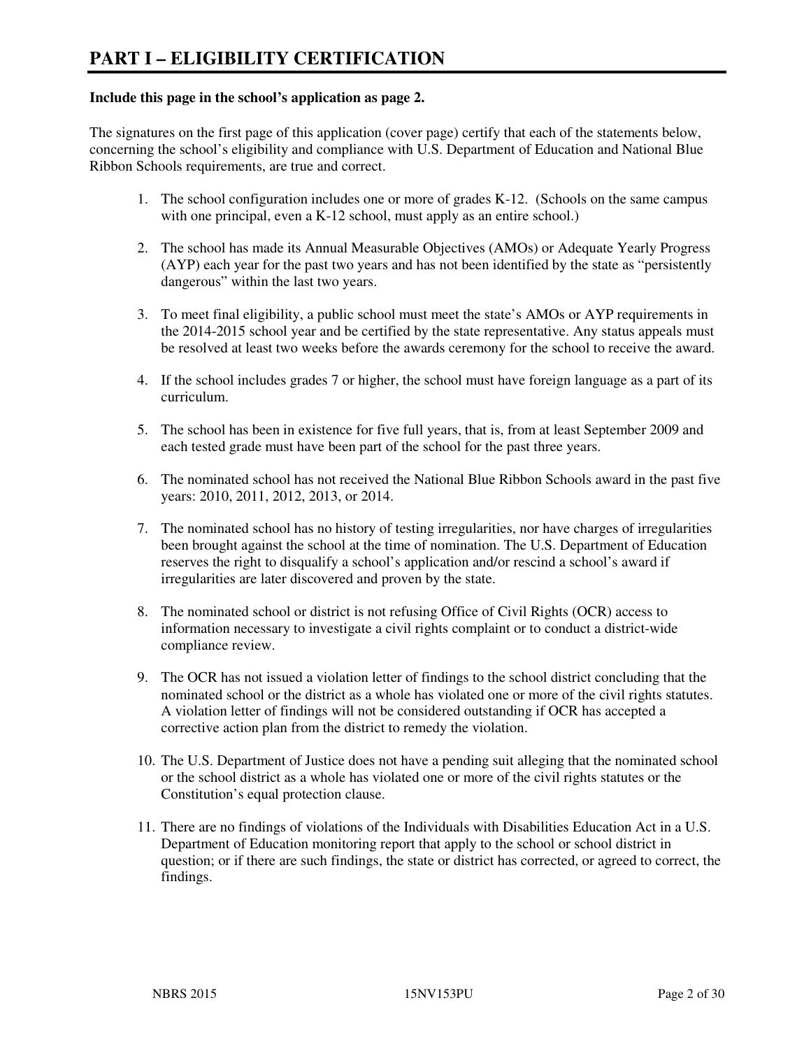# PART I – ELIGIBILITY CERTIFICATION

**Include this page in the school's application as page 2.**

The signatures on the first page of this application (cover page) certify that each of the statements below, concerning the school's eligibility and compliance with U.S. Department of Education and National Blue Ribbon Schools requirements, are true and correct.

1. The school configuration includes one or more of grades K-12. (Schools on the same campus with one principal, even a K-12 school, must apply as an entire school.)

2. The school has made its Annual Measurable Objectives (AMOs) or Adequate Yearly Progress (AYP) each year for the past two years and has not been identified by the state as "persistently dangerous" within the last two years.

3. To meet final eligibility, a public school must meet the state's AMOs or AYP requirements in the 2014-2015 school year and be certified by the state representative. Any status appeals must be resolved at least two weeks before the awards ceremony for the school to receive the award.

4. If the school includes grades 7 or higher, the school must have foreign language as a part of its curriculum.

5. The school has been in existence for five full years, that is, from at least September 2009 and each tested grade must have been part of the school for the past three years.

6. The nominated school has not received the National Blue Ribbon Schools award in the past five years: 2010, 2011, 2012, 2013, or 2014.

7. The nominated school has no history of testing irregularities, nor have charges of irregularities been brought against the school at the time of nomination. The U.S. Department of Education reserves the right to disqualify a school's application and/or rescind a school's award if irregularities are later discovered and proven by the state.

8. The nominated school or district is not refusing Office of Civil Rights (OCR) access to information necessary to investigate a civil rights complaint or to conduct a district-wide compliance review.

9. The OCR has not issued a violation letter of findings to the school district concluding that the nominated school or the district as a whole has violated one or more of the civil rights statutes. A violation letter of findings will not be considered outstanding if OCR has accepted a corrective action plan from the district to remedy the violation.

10. The U.S. Department of Justice does not have a pending suit alleging that the nominated school or the school district as a whole has violated one or more of the civil rights statutes or the Constitution's equal protection clause.

11. There are no findings of violations of the Individuals with Disabilities Education Act in a U.S. Department of Education monitoring report that apply to the school or school district in question; or if there are such findings, the state or district has corrected, or agreed to correct, the findings.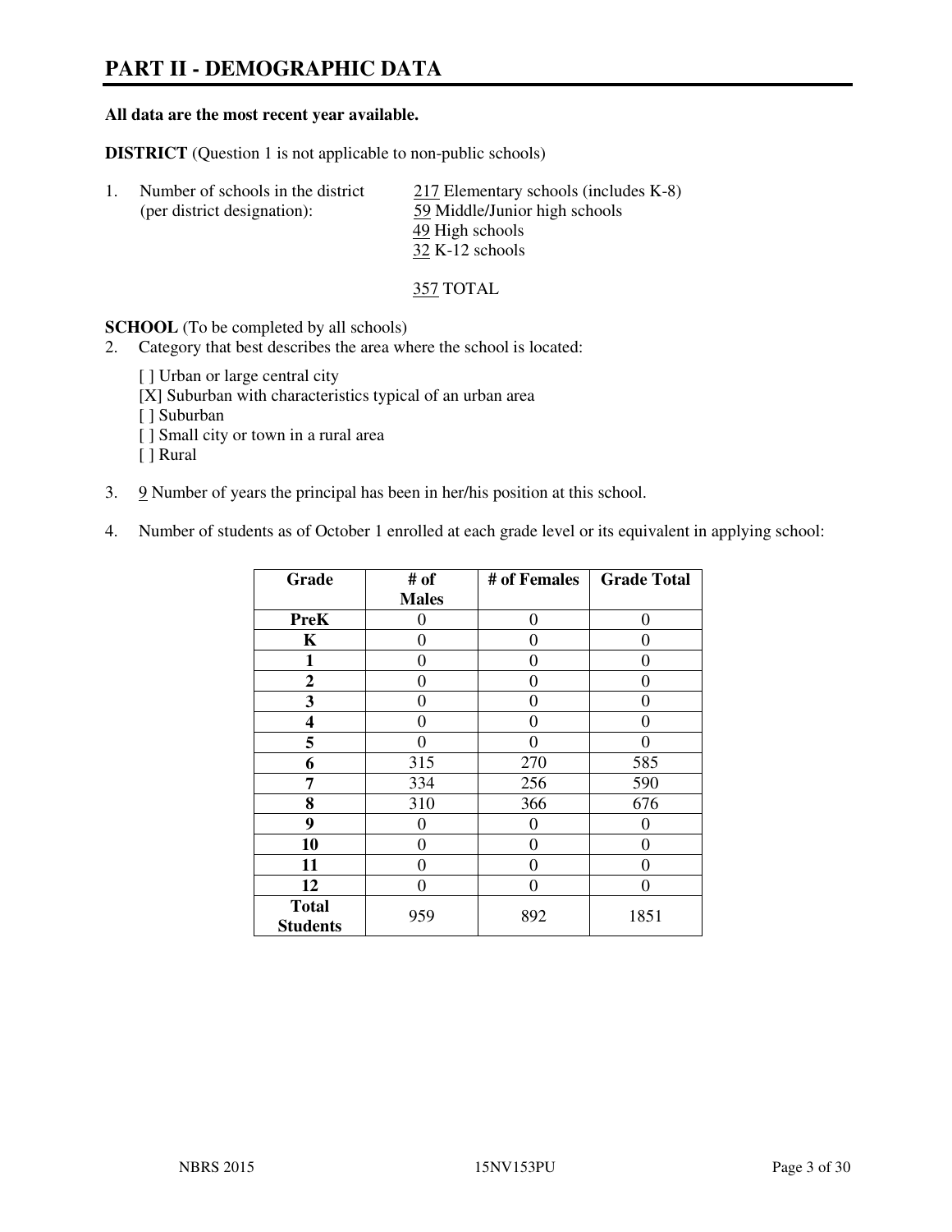# PART II - DEMOGRAPHIC DATA

**All data are the most recent year available.**

**DISTRICT** (Question 1 is not applicable to non-public schools)

1. Number of schools in the district (per district designation):
   217 Elementary schools (includes K-8)
   59 Middle/Junior high schools
   49 High schools
   32 K-12 schools

   357 TOTAL

**SCHOOL** (To be completed by all schools)

2. Category that best describes the area where the school is located:

   [ ] Urban or large central city
   [X] Suburban with characteristics typical of an urban area
   [ ] Suburban
   [ ] Small city or town in a rural area
   [ ] Rural

3. 9 Number of years the principal has been in her/his position at this school.

4. Number of students as of October 1 enrolled at each grade level or its equivalent in applying school:

| Grade | # of Males | # of Females | Grade Total |
|---|---|---|---|
| **PreK** | 0 | 0 | 0 |
| **K** | 0 | 0 | 0 |
| **1** | 0 | 0 | 0 |
| **2** | 0 | 0 | 0 |
| **3** | 0 | 0 | 0 |
| **4** | 0 | 0 | 0 |
| **5** | 0 | 0 | 0 |
| **6** | 315 | 270 | 585 |
| **7** | 334 | 256 | 590 |
| **8** | 310 | 366 | 676 |
| **9** | 0 | 0 | 0 |
| **10** | 0 | 0 | 0 |
| **11** | 0 | 0 | 0 |
| **12** | 0 | 0 | 0 |
| **Total Students** | 959 | 892 | 1851 |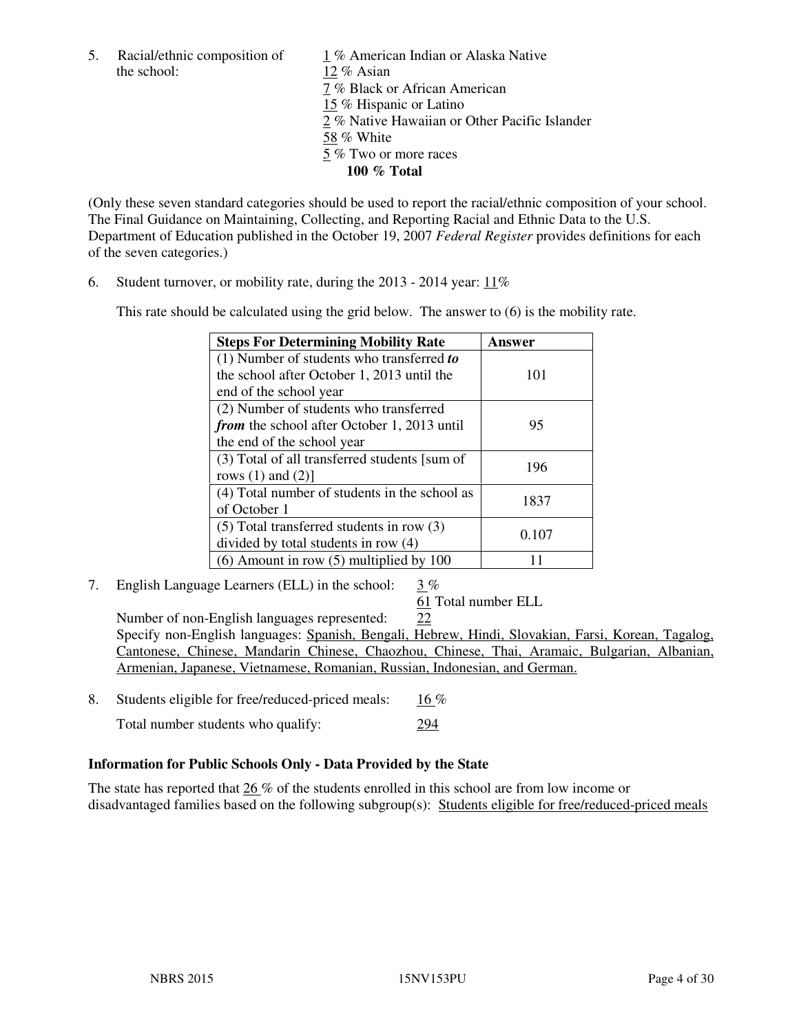5. Racial/ethnic composition of the school:

1 % American Indian or Alaska Native
12 % Asian
7 % Black or African American
15 % Hispanic or Latino
2 % Native Hawaiian or Other Pacific Islander
58 % White
5 % Two or more races
**100 % Total**

(Only these seven standard categories should be used to report the racial/ethnic composition of your school. The Final Guidance on Maintaining, Collecting, and Reporting Racial and Ethnic Data to the U.S. Department of Education published in the October 19, 2007 *Federal Register* provides definitions for each of the seven categories.)

6. Student turnover, or mobility rate, during the 2013 - 2014 year: 11%

This rate should be calculated using the grid below. The answer to (6) is the mobility rate.

| **Steps For Determining Mobility Rate** | **Answer** |
|---|---|
| (1) Number of students who transferred ***to*** the school after October 1, 2013 until the end of the school year | 101 |
| (2) Number of students who transferred ***from*** the school after October 1, 2013 until the end of the school year | 95 |
| (3) Total of all transferred students [sum of rows (1) and (2)] | 196 |
| (4) Total number of students in the school as of October 1 | 1837 |
| (5) Total transferred students in row (3) divided by total students in row (4) | 0.107 |
| (6) Amount in row (5) multiplied by 100 | 11 |

7. English Language Learners (ELL) in the school: 3 %

61 Total number ELL

Number of non-English languages represented: 22

Specify non-English languages: Spanish, Bengali, Hebrew, Hindi, Slovakian, Farsi, Korean, Tagalog, Cantonese, Chinese, Mandarin Chinese, Chaozhou, Chinese, Thai, Aramaic, Bulgarian, Albanian, Armenian, Japanese, Vietnamese, Romanian, Russian, Indonesian, and German.

8. Students eligible for free/reduced-priced meals: 16 %

Total number students who qualify: 294

### Information for Public Schools Only - Data Provided by the State

The state has reported that 26 % of the students enrolled in this school are from low income or disadvantaged families based on the following subgroup(s): Students eligible for free/reduced-priced meals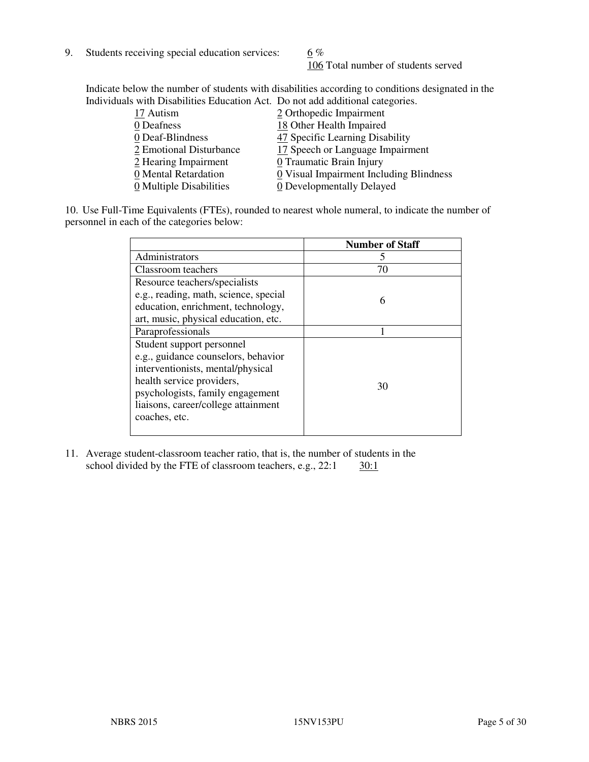9. Students receiving special education services: 6 %
   106 Total number of students served

Indicate below the number of students with disabilities according to conditions designated in the Individuals with Disabilities Education Act. Do not add additional categories.

| | |
|---|---|
| 17 Autism | 2 Orthopedic Impairment |
| 0 Deafness | 18 Other Health Impaired |
| 0 Deaf-Blindness | 47 Specific Learning Disability |
| 2 Emotional Disturbance | 17 Speech or Language Impairment |
| 2 Hearing Impairment | 0 Traumatic Brain Injury |
| 0 Mental Retardation | 0 Visual Impairment Including Blindness |
| 0 Multiple Disabilities | 0 Developmentally Delayed |

10. Use Full-Time Equivalents (FTEs), rounded to nearest whole numeral, to indicate the number of personnel in each of the categories below:

| | Number of Staff |
|---|---|
| Administrators | 5 |
| Classroom teachers | 70 |
| Resource teachers/specialists e.g., reading, math, science, special education, enrichment, technology, art, music, physical education, etc. | 6 |
| Paraprofessionals | 1 |
| Student support personnel e.g., guidance counselors, behavior interventionists, mental/physical health service providers, psychologists, family engagement liaisons, career/college attainment coaches, etc. | 30 |

11. Average student-classroom teacher ratio, that is, the number of students in the school divided by the FTE of classroom teachers, e.g., 22:1 30:1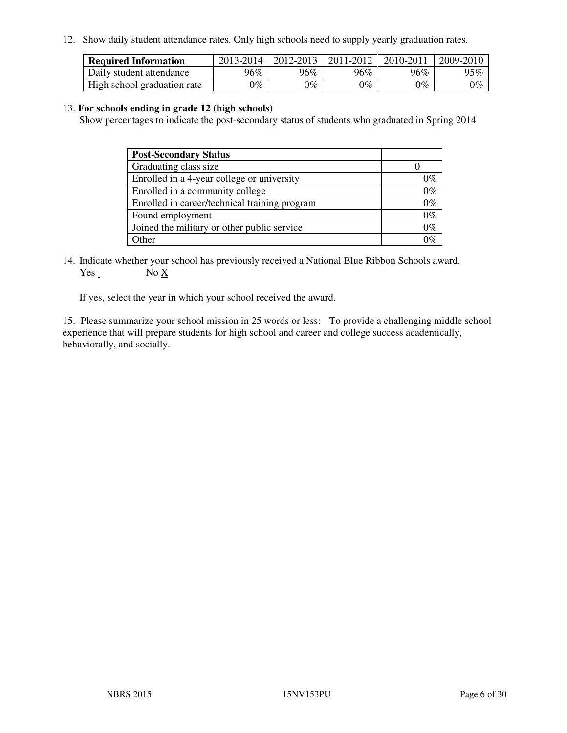12. Show daily student attendance rates. Only high schools need to supply yearly graduation rates.

| Required Information | 2013-2014 | 2012-2013 | 2011-2012 | 2010-2011 | 2009-2010 |
|---|---|---|---|---|---|
| Daily student attendance | 96% | 96% | 96% | 96% | 95% |
| High school graduation rate | 0% | 0% | 0% | 0% | 0% |

13. **For schools ending in grade 12 (high schools)**
Show percentages to indicate the post-secondary status of students who graduated in Spring 2014

| Post-Secondary Status | |
|---|---|
| Graduating class size | 0 |
| Enrolled in a 4-year college or university | 0% |
| Enrolled in a community college | 0% |
| Enrolled in career/technical training program | 0% |
| Found employment | 0% |
| Joined the military or other public service | 0% |
| Other | 0% |

14. Indicate whether your school has previously received a National Blue Ribbon Schools award.
Yes _ No X

If yes, select the year in which your school received the award.

15. Please summarize your school mission in 25 words or less: To provide a challenging middle school experience that will prepare students for high school and career and college success academically, behaviorally, and socially.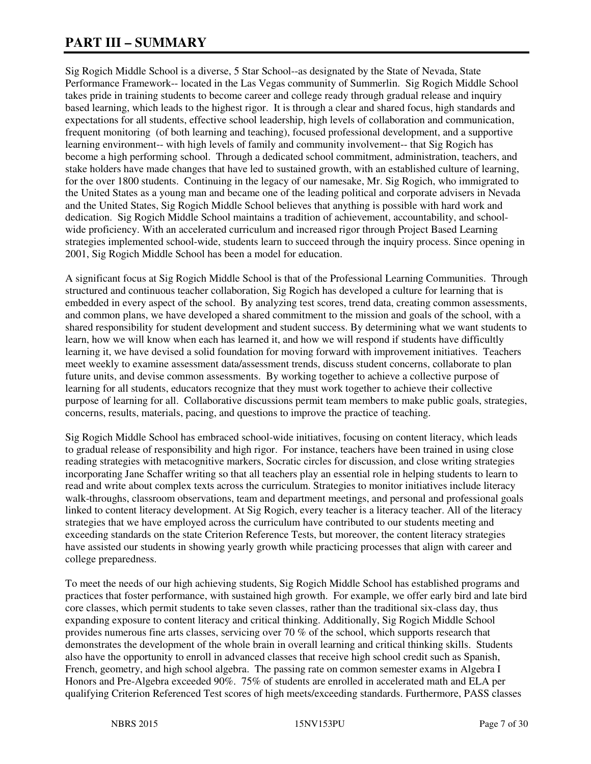# PART III – SUMMARY

Sig Rogich Middle School is a diverse, 5 Star School--as designated by the State of Nevada, State Performance Framework-- located in the Las Vegas community of Summerlin. Sig Rogich Middle School takes pride in training students to become career and college ready through gradual release and inquiry based learning, which leads to the highest rigor. It is through a clear and shared focus, high standards and expectations for all students, effective school leadership, high levels of collaboration and communication, frequent monitoring (of both learning and teaching), focused professional development, and a supportive learning environment-- with high levels of family and community involvement-- that Sig Rogich has become a high performing school. Through a dedicated school commitment, administration, teachers, and stake holders have made changes that have led to sustained growth, with an established culture of learning, for the over 1800 students. Continuing in the legacy of our namesake, Mr. Sig Rogich, who immigrated to the United States as a young man and became one of the leading political and corporate advisers in Nevada and the United States, Sig Rogich Middle School believes that anything is possible with hard work and dedication. Sig Rogich Middle School maintains a tradition of achievement, accountability, and school-wide proficiency. With an accelerated curriculum and increased rigor through Project Based Learning strategies implemented school-wide, students learn to succeed through the inquiry process. Since opening in 2001, Sig Rogich Middle School has been a model for education.

A significant focus at Sig Rogich Middle School is that of the Professional Learning Communities. Through structured and continuous teacher collaboration, Sig Rogich has developed a culture for learning that is embedded in every aspect of the school. By analyzing test scores, trend data, creating common assessments, and common plans, we have developed a shared commitment to the mission and goals of the school, with a shared responsibility for student development and student success. By determining what we want students to learn, how we will know when each has learned it, and how we will respond if students have difficultly learning it, we have devised a solid foundation for moving forward with improvement initiatives. Teachers meet weekly to examine assessment data/assessment trends, discuss student concerns, collaborate to plan future units, and devise common assessments. By working together to achieve a collective purpose of learning for all students, educators recognize that they must work together to achieve their collective purpose of learning for all. Collaborative discussions permit team members to make public goals, strategies, concerns, results, materials, pacing, and questions to improve the practice of teaching.

Sig Rogich Middle School has embraced school-wide initiatives, focusing on content literacy, which leads to gradual release of responsibility and high rigor. For instance, teachers have been trained in using close reading strategies with metacognitive markers, Socratic circles for discussion, and close writing strategies incorporating Jane Schaffer writing so that all teachers play an essential role in helping students to learn to read and write about complex texts across the curriculum. Strategies to monitor initiatives include literacy walk-throughs, classroom observations, team and department meetings, and personal and professional goals linked to content literacy development. At Sig Rogich, every teacher is a literacy teacher. All of the literacy strategies that we have employed across the curriculum have contributed to our students meeting and exceeding standards on the state Criterion Reference Tests, but moreover, the content literacy strategies have assisted our students in showing yearly growth while practicing processes that align with career and college preparedness.

To meet the needs of our high achieving students, Sig Rogich Middle School has established programs and practices that foster performance, with sustained high growth. For example, we offer early bird and late bird core classes, which permit students to take seven classes, rather than the traditional six-class day, thus expanding exposure to content literacy and critical thinking. Additionally, Sig Rogich Middle School provides numerous fine arts classes, servicing over 70 % of the school, which supports research that demonstrates the development of the whole brain in overall learning and critical thinking skills. Students also have the opportunity to enroll in advanced classes that receive high school credit such as Spanish, French, geometry, and high school algebra. The passing rate on common semester exams in Algebra I Honors and Pre-Algebra exceeded 90%. 75% of students are enrolled in accelerated math and ELA per qualifying Criterion Referenced Test scores of high meets/exceeding standards. Furthermore, PASS classes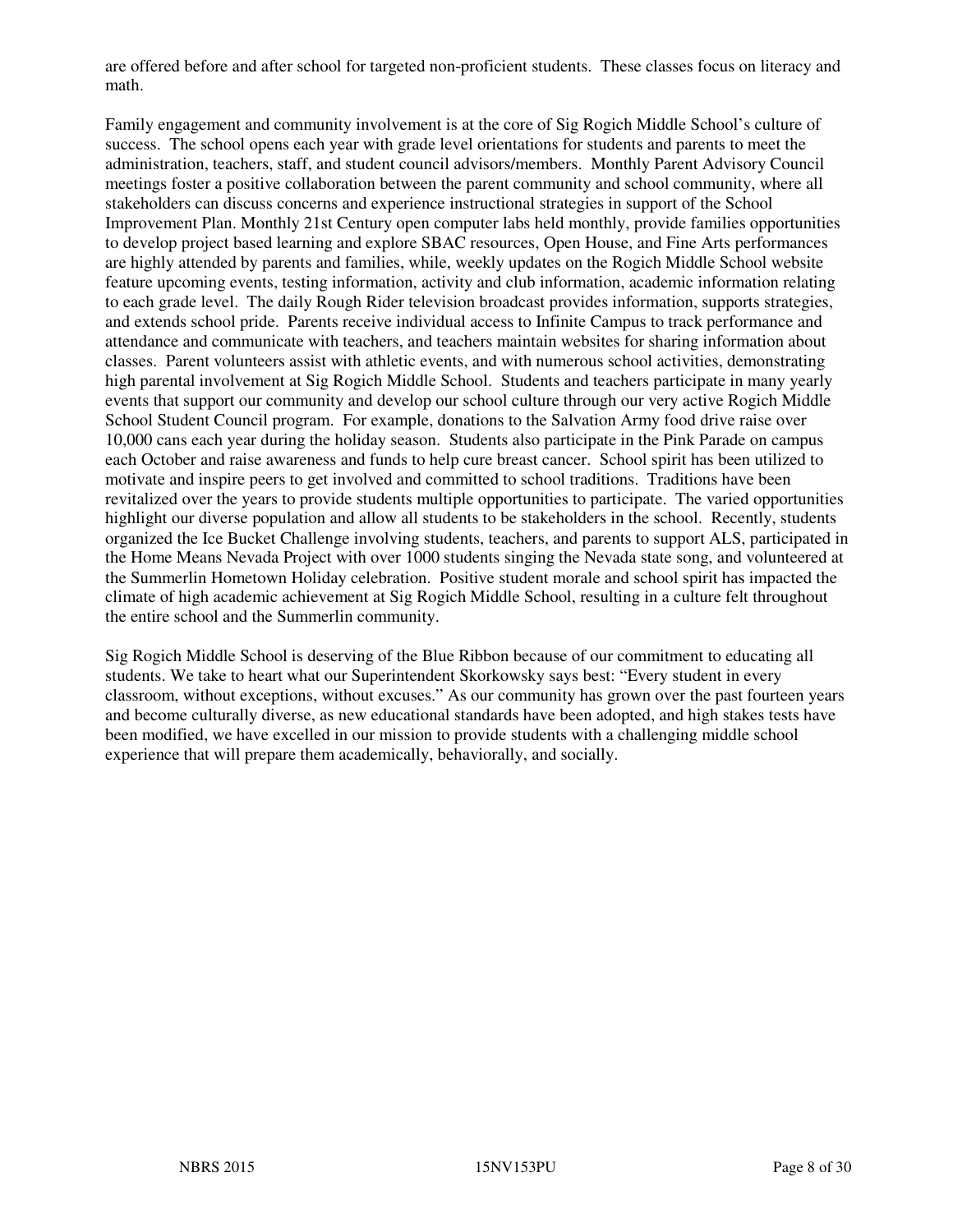are offered before and after school for targeted non-proficient students. These classes focus on literacy and math.

Family engagement and community involvement is at the core of Sig Rogich Middle School's culture of success. The school opens each year with grade level orientations for students and parents to meet the administration, teachers, staff, and student council advisors/members. Monthly Parent Advisory Council meetings foster a positive collaboration between the parent community and school community, where all stakeholders can discuss concerns and experience instructional strategies in support of the School Improvement Plan. Monthly 21st Century open computer labs held monthly, provide families opportunities to develop project based learning and explore SBAC resources, Open House, and Fine Arts performances are highly attended by parents and families, while, weekly updates on the Rogich Middle School website feature upcoming events, testing information, activity and club information, academic information relating to each grade level. The daily Rough Rider television broadcast provides information, supports strategies, and extends school pride. Parents receive individual access to Infinite Campus to track performance and attendance and communicate with teachers, and teachers maintain websites for sharing information about classes. Parent volunteers assist with athletic events, and with numerous school activities, demonstrating high parental involvement at Sig Rogich Middle School. Students and teachers participate in many yearly events that support our community and develop our school culture through our very active Rogich Middle School Student Council program. For example, donations to the Salvation Army food drive raise over 10,000 cans each year during the holiday season. Students also participate in the Pink Parade on campus each October and raise awareness and funds to help cure breast cancer. School spirit has been utilized to motivate and inspire peers to get involved and committed to school traditions. Traditions have been revitalized over the years to provide students multiple opportunities to participate. The varied opportunities highlight our diverse population and allow all students to be stakeholders in the school. Recently, students organized the Ice Bucket Challenge involving students, teachers, and parents to support ALS, participated in the Home Means Nevada Project with over 1000 students singing the Nevada state song, and volunteered at the Summerlin Hometown Holiday celebration. Positive student morale and school spirit has impacted the climate of high academic achievement at Sig Rogich Middle School, resulting in a culture felt throughout the entire school and the Summerlin community.

Sig Rogich Middle School is deserving of the Blue Ribbon because of our commitment to educating all students. We take to heart what our Superintendent Skorkowsky says best: "Every student in every classroom, without exceptions, without excuses." As our community has grown over the past fourteen years and become culturally diverse, as new educational standards have been adopted, and high stakes tests have been modified, we have excelled in our mission to provide students with a challenging middle school experience that will prepare them academically, behaviorally, and socially.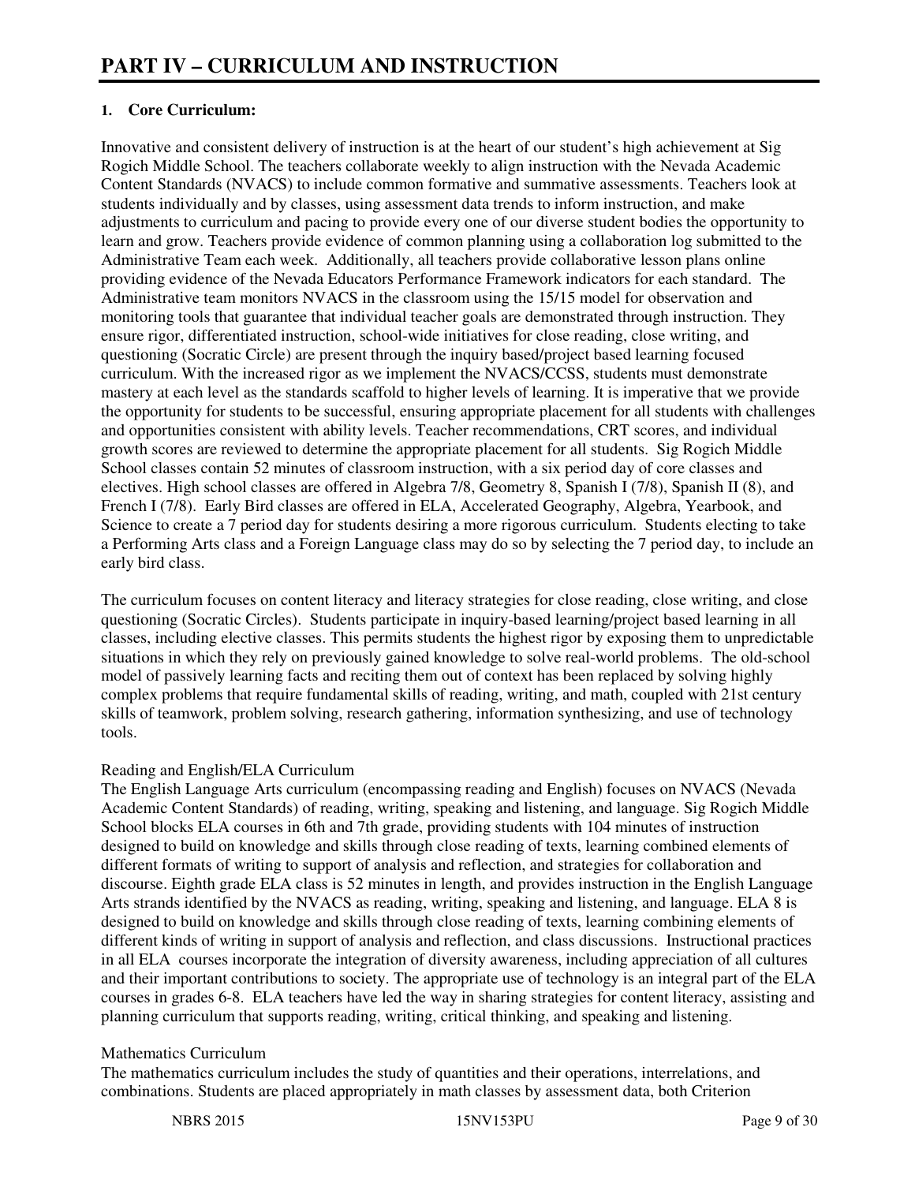# PART IV – CURRICULUM AND INSTRUCTION

**1. Core Curriculum:**

Innovative and consistent delivery of instruction is at the heart of our student's high achievement at Sig Rogich Middle School. The teachers collaborate weekly to align instruction with the Nevada Academic Content Standards (NVACS) to include common formative and summative assessments. Teachers look at students individually and by classes, using assessment data trends to inform instruction, and make adjustments to curriculum and pacing to provide every one of our diverse student bodies the opportunity to learn and grow. Teachers provide evidence of common planning using a collaboration log submitted to the Administrative Team each week. Additionally, all teachers provide collaborative lesson plans online providing evidence of the Nevada Educators Performance Framework indicators for each standard. The Administrative team monitors NVACS in the classroom using the 15/15 model for observation and monitoring tools that guarantee that individual teacher goals are demonstrated through instruction. They ensure rigor, differentiated instruction, school-wide initiatives for close reading, close writing, and questioning (Socratic Circle) are present through the inquiry based/project based learning focused curriculum. With the increased rigor as we implement the NVACS/CCSS, students must demonstrate mastery at each level as the standards scaffold to higher levels of learning. It is imperative that we provide the opportunity for students to be successful, ensuring appropriate placement for all students with challenges and opportunities consistent with ability levels. Teacher recommendations, CRT scores, and individual growth scores are reviewed to determine the appropriate placement for all students. Sig Rogich Middle School classes contain 52 minutes of classroom instruction, with a six period day of core classes and electives. High school classes are offered in Algebra 7/8, Geometry 8, Spanish I (7/8), Spanish II (8), and French I (7/8). Early Bird classes are offered in ELA, Accelerated Geography, Algebra, Yearbook, and Science to create a 7 period day for students desiring a more rigorous curriculum. Students electing to take a Performing Arts class and a Foreign Language class may do so by selecting the 7 period day, to include an early bird class.

The curriculum focuses on content literacy and literacy strategies for close reading, close writing, and close questioning (Socratic Circles). Students participate in inquiry-based learning/project based learning in all classes, including elective classes. This permits students the highest rigor by exposing them to unpredictable situations in which they rely on previously gained knowledge to solve real-world problems. The old-school model of passively learning facts and reciting them out of context has been replaced by solving highly complex problems that require fundamental skills of reading, writing, and math, coupled with 21st century skills of teamwork, problem solving, research gathering, information synthesizing, and use of technology tools.

Reading and English/ELA Curriculum

The English Language Arts curriculum (encompassing reading and English) focuses on NVACS (Nevada Academic Content Standards) of reading, writing, speaking and listening, and language. Sig Rogich Middle School blocks ELA courses in 6th and 7th grade, providing students with 104 minutes of instruction designed to build on knowledge and skills through close reading of texts, learning combined elements of different formats of writing to support of analysis and reflection, and strategies for collaboration and discourse. Eighth grade ELA class is 52 minutes in length, and provides instruction in the English Language Arts strands identified by the NVACS as reading, writing, speaking and listening, and language. ELA 8 is designed to build on knowledge and skills through close reading of texts, learning combining elements of different kinds of writing in support of analysis and reflection, and class discussions. Instructional practices in all ELA courses incorporate the integration of diversity awareness, including appreciation of all cultures and their important contributions to society. The appropriate use of technology is an integral part of the ELA courses in grades 6-8. ELA teachers have led the way in sharing strategies for content literacy, assisting and planning curriculum that supports reading, writing, critical thinking, and speaking and listening.

Mathematics Curriculum

The mathematics curriculum includes the study of quantities and their operations, interrelations, and combinations. Students are placed appropriately in math classes by assessment data, both Criterion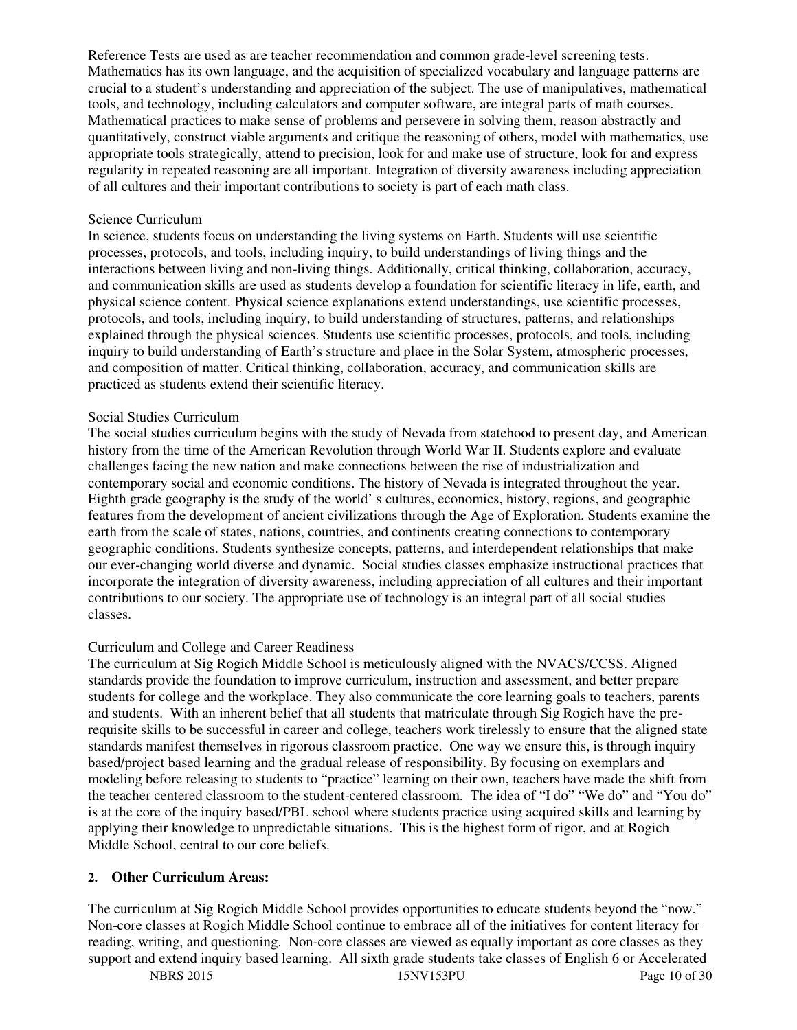Reference Tests are used as are teacher recommendation and common grade-level screening tests. Mathematics has its own language, and the acquisition of specialized vocabulary and language patterns are crucial to a student's understanding and appreciation of the subject. The use of manipulatives, mathematical tools, and technology, including calculators and computer software, are integral parts of math courses. Mathematical practices to make sense of problems and persevere in solving them, reason abstractly and quantitatively, construct viable arguments and critique the reasoning of others, model with mathematics, use appropriate tools strategically, attend to precision, look for and make use of structure, look for and express regularity in repeated reasoning are all important. Integration of diversity awareness including appreciation of all cultures and their important contributions to society is part of each math class.

Science Curriculum

In science, students focus on understanding the living systems on Earth. Students will use scientific processes, protocols, and tools, including inquiry, to build understandings of living things and the interactions between living and non-living things. Additionally, critical thinking, collaboration, accuracy, and communication skills are used as students develop a foundation for scientific literacy in life, earth, and physical science content. Physical science explanations extend understandings, use scientific processes, protocols, and tools, including inquiry, to build understanding of structures, patterns, and relationships explained through the physical sciences. Students use scientific processes, protocols, and tools, including inquiry to build understanding of Earth's structure and place in the Solar System, atmospheric processes, and composition of matter. Critical thinking, collaboration, accuracy, and communication skills are practiced as students extend their scientific literacy.

Social Studies Curriculum

The social studies curriculum begins with the study of Nevada from statehood to present day, and American history from the time of the American Revolution through World War II. Students explore and evaluate challenges facing the new nation and make connections between the rise of industrialization and contemporary social and economic conditions. The history of Nevada is integrated throughout the year. Eighth grade geography is the study of the world' s cultures, economics, history, regions, and geographic features from the development of ancient civilizations through the Age of Exploration. Students examine the earth from the scale of states, nations, countries, and continents creating connections to contemporary geographic conditions. Students synthesize concepts, patterns, and interdependent relationships that make our ever-changing world diverse and dynamic. Social studies classes emphasize instructional practices that incorporate the integration of diversity awareness, including appreciation of all cultures and their important contributions to our society. The appropriate use of technology is an integral part of all social studies classes.

Curriculum and College and Career Readiness

The curriculum at Sig Rogich Middle School is meticulously aligned with the NVACS/CCSS. Aligned standards provide the foundation to improve curriculum, instruction and assessment, and better prepare students for college and the workplace. They also communicate the core learning goals to teachers, parents and students. With an inherent belief that all students that matriculate through Sig Rogich have the pre-requisite skills to be successful in career and college, teachers work tirelessly to ensure that the aligned state standards manifest themselves in rigorous classroom practice. One way we ensure this, is through inquiry based/project based learning and the gradual release of responsibility. By focusing on exemplars and modeling before releasing to students to "practice" learning on their own, teachers have made the shift from the teacher centered classroom to the student-centered classroom. The idea of "I do" "We do" and "You do" is at the core of the inquiry based/PBL school where students practice using acquired skills and learning by applying their knowledge to unpredictable situations. This is the highest form of rigor, and at Rogich Middle School, central to our core beliefs.

**2. Other Curriculum Areas:**

The curriculum at Sig Rogich Middle School provides opportunities to educate students beyond the "now." Non-core classes at Rogich Middle School continue to embrace all of the initiatives for content literacy for reading, writing, and questioning. Non-core classes are viewed as equally important as core classes as they support and extend inquiry based learning. All sixth grade students take classes of English 6 or Accelerated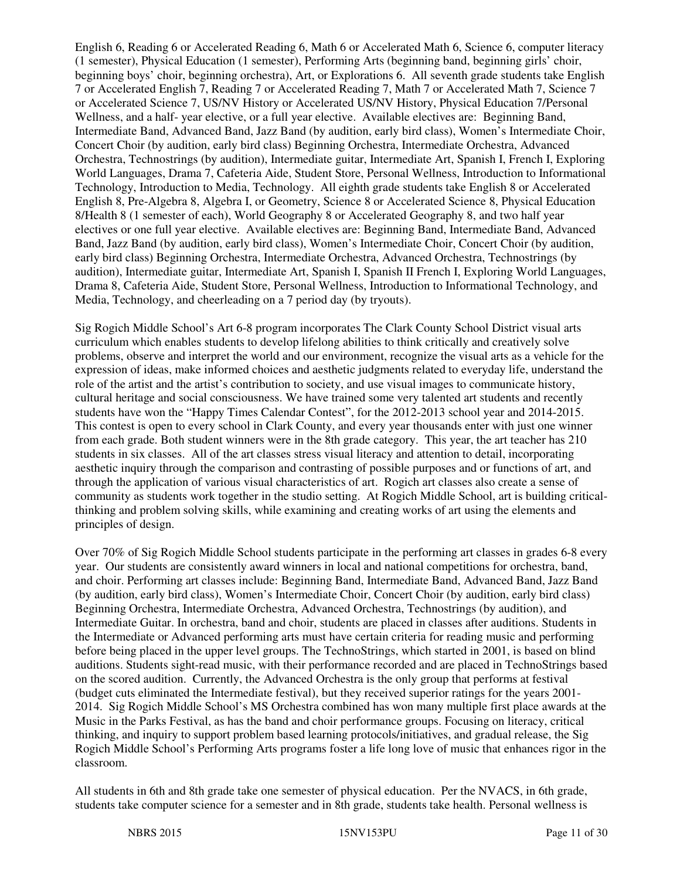English 6, Reading 6 or Accelerated Reading 6, Math 6 or Accelerated Math 6, Science 6, computer literacy (1 semester), Physical Education (1 semester), Performing Arts (beginning band, beginning girls' choir, beginning boys' choir, beginning orchestra), Art, or Explorations 6. All seventh grade students take English 7 or Accelerated English 7, Reading 7 or Accelerated Reading 7, Math 7 or Accelerated Math 7, Science 7 or Accelerated Science 7, US/NV History or Accelerated US/NV History, Physical Education 7/Personal Wellness, and a half- year elective, or a full year elective. Available electives are: Beginning Band, Intermediate Band, Advanced Band, Jazz Band (by audition, early bird class), Women's Intermediate Choir, Concert Choir (by audition, early bird class) Beginning Orchestra, Intermediate Orchestra, Advanced Orchestra, Technostrings (by audition), Intermediate guitar, Intermediate Art, Spanish I, French I, Exploring World Languages, Drama 7, Cafeteria Aide, Student Store, Personal Wellness, Introduction to Informational Technology, Introduction to Media, Technology. All eighth grade students take English 8 or Accelerated English 8, Pre-Algebra 8, Algebra I, or Geometry, Science 8 or Accelerated Science 8, Physical Education 8/Health 8 (1 semester of each), World Geography 8 or Accelerated Geography 8, and two half year electives or one full year elective. Available electives are: Beginning Band, Intermediate Band, Advanced Band, Jazz Band (by audition, early bird class), Women's Intermediate Choir, Concert Choir (by audition, early bird class) Beginning Orchestra, Intermediate Orchestra, Advanced Orchestra, Technostrings (by audition), Intermediate guitar, Intermediate Art, Spanish I, Spanish II French I, Exploring World Languages, Drama 8, Cafeteria Aide, Student Store, Personal Wellness, Introduction to Informational Technology, and Media, Technology, and cheerleading on a 7 period day (by tryouts).

Sig Rogich Middle School's Art 6-8 program incorporates The Clark County School District visual arts curriculum which enables students to develop lifelong abilities to think critically and creatively solve problems, observe and interpret the world and our environment, recognize the visual arts as a vehicle for the expression of ideas, make informed choices and aesthetic judgments related to everyday life, understand the role of the artist and the artist's contribution to society, and use visual images to communicate history, cultural heritage and social consciousness. We have trained some very talented art students and recently students have won the "Happy Times Calendar Contest", for the 2012-2013 school year and 2014-2015. This contest is open to every school in Clark County, and every year thousands enter with just one winner from each grade. Both student winners were in the 8th grade category. This year, the art teacher has 210 students in six classes. All of the art classes stress visual literacy and attention to detail, incorporating aesthetic inquiry through the comparison and contrasting of possible purposes and or functions of art, and through the application of various visual characteristics of art. Rogich art classes also create a sense of community as students work together in the studio setting. At Rogich Middle School, art is building critical-thinking and problem solving skills, while examining and creating works of art using the elements and principles of design.

Over 70% of Sig Rogich Middle School students participate in the performing art classes in grades 6-8 every year. Our students are consistently award winners in local and national competitions for orchestra, band, and choir. Performing art classes include: Beginning Band, Intermediate Band, Advanced Band, Jazz Band (by audition, early bird class), Women's Intermediate Choir, Concert Choir (by audition, early bird class) Beginning Orchestra, Intermediate Orchestra, Advanced Orchestra, Technostrings (by audition), and Intermediate Guitar. In orchestra, band and choir, students are placed in classes after auditions. Students in the Intermediate or Advanced performing arts must have certain criteria for reading music and performing before being placed in the upper level groups. The TechnoStrings, which started in 2001, is based on blind auditions. Students sight-read music, with their performance recorded and are placed in TechnoStrings based on the scored audition. Currently, the Advanced Orchestra is the only group that performs at festival (budget cuts eliminated the Intermediate festival), but they received superior ratings for the years 2001-2014. Sig Rogich Middle School's MS Orchestra combined has won many multiple first place awards at the Music in the Parks Festival, as has the band and choir performance groups. Focusing on literacy, critical thinking, and inquiry to support problem based learning protocols/initiatives, and gradual release, the Sig Rogich Middle School's Performing Arts programs foster a life long love of music that enhances rigor in the classroom.

All students in 6th and 8th grade take one semester of physical education. Per the NVACS, in 6th grade, students take computer science for a semester and in 8th grade, students take health. Personal wellness is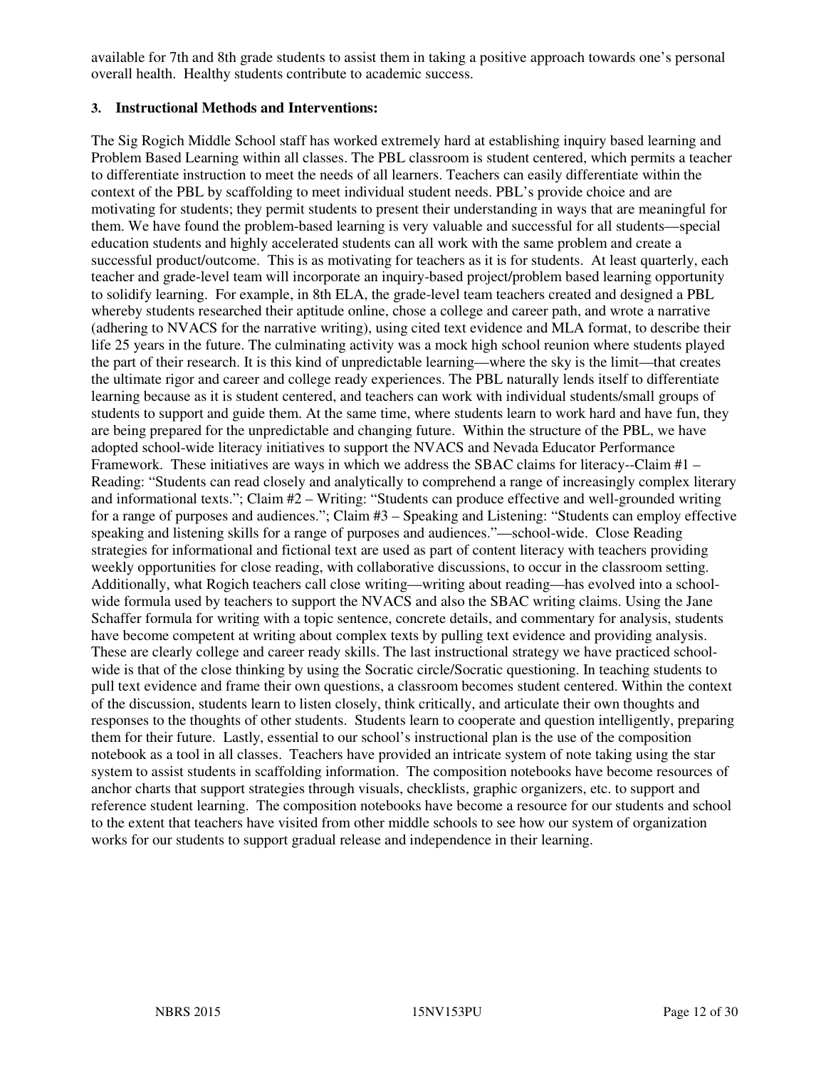available for 7th and 8th grade students to assist them in taking a positive approach towards one's personal overall health. Healthy students contribute to academic success.

**3. Instructional Methods and Interventions:**

The Sig Rogich Middle School staff has worked extremely hard at establishing inquiry based learning and Problem Based Learning within all classes. The PBL classroom is student centered, which permits a teacher to differentiate instruction to meet the needs of all learners. Teachers can easily differentiate within the context of the PBL by scaffolding to meet individual student needs. PBL's provide choice and are motivating for students; they permit students to present their understanding in ways that are meaningful for them. We have found the problem-based learning is very valuable and successful for all students—special education students and highly accelerated students can all work with the same problem and create a successful product/outcome. This is as motivating for teachers as it is for students. At least quarterly, each teacher and grade-level team will incorporate an inquiry-based project/problem based learning opportunity to solidify learning. For example, in 8th ELA, the grade-level team teachers created and designed a PBL whereby students researched their aptitude online, chose a college and career path, and wrote a narrative (adhering to NVACS for the narrative writing), using cited text evidence and MLA format, to describe their life 25 years in the future. The culminating activity was a mock high school reunion where students played the part of their research. It is this kind of unpredictable learning—where the sky is the limit—that creates the ultimate rigor and career and college ready experiences. The PBL naturally lends itself to differentiate learning because as it is student centered, and teachers can work with individual students/small groups of students to support and guide them. At the same time, where students learn to work hard and have fun, they are being prepared for the unpredictable and changing future. Within the structure of the PBL, we have adopted school-wide literacy initiatives to support the NVACS and Nevada Educator Performance Framework. These initiatives are ways in which we address the SBAC claims for literacy--Claim #1 – Reading: "Students can read closely and analytically to comprehend a range of increasingly complex literary and informational texts."; Claim #2 – Writing: "Students can produce effective and well-grounded writing for a range of purposes and audiences."; Claim #3 – Speaking and Listening: "Students can employ effective speaking and listening skills for a range of purposes and audiences."—school-wide. Close Reading strategies for informational and fictional text are used as part of content literacy with teachers providing weekly opportunities for close reading, with collaborative discussions, to occur in the classroom setting. Additionally, what Rogich teachers call close writing—writing about reading—has evolved into a school-wide formula used by teachers to support the NVACS and also the SBAC writing claims. Using the Jane Schaffer formula for writing with a topic sentence, concrete details, and commentary for analysis, students have become competent at writing about complex texts by pulling text evidence and providing analysis. These are clearly college and career ready skills. The last instructional strategy we have practiced school-wide is that of the close thinking by using the Socratic circle/Socratic questioning. In teaching students to pull text evidence and frame their own questions, a classroom becomes student centered. Within the context of the discussion, students learn to listen closely, think critically, and articulate their own thoughts and responses to the thoughts of other students. Students learn to cooperate and question intelligently, preparing them for their future. Lastly, essential to our school's instructional plan is the use of the composition notebook as a tool in all classes. Teachers have provided an intricate system of note taking using the star system to assist students in scaffolding information. The composition notebooks have become resources of anchor charts that support strategies through visuals, checklists, graphic organizers, etc. to support and reference student learning. The composition notebooks have become a resource for our students and school to the extent that teachers have visited from other middle schools to see how our system of organization works for our students to support gradual release and independence in their learning.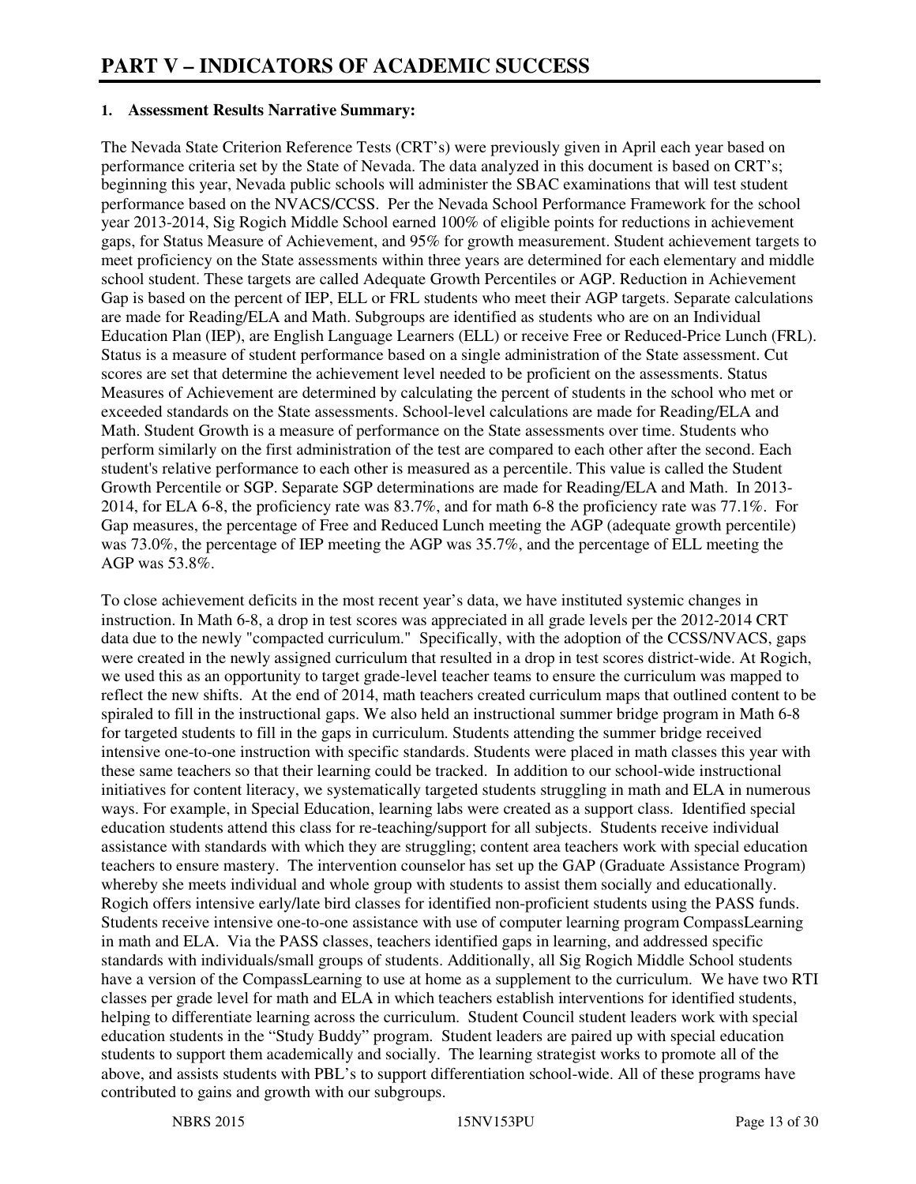# PART V – INDICATORS OF ACADEMIC SUCCESS

### 1. Assessment Results Narrative Summary:

The Nevada State Criterion Reference Tests (CRT's) were previously given in April each year based on performance criteria set by the State of Nevada. The data analyzed in this document is based on CRT's; beginning this year, Nevada public schools will administer the SBAC examinations that will test student performance based on the NVACS/CCSS. Per the Nevada School Performance Framework for the school year 2013-2014, Sig Rogich Middle School earned 100% of eligible points for reductions in achievement gaps, for Status Measure of Achievement, and 95% for growth measurement. Student achievement targets to meet proficiency on the State assessments within three years are determined for each elementary and middle school student. These targets are called Adequate Growth Percentiles or AGP. Reduction in Achievement Gap is based on the percent of IEP, ELL or FRL students who meet their AGP targets. Separate calculations are made for Reading/ELA and Math. Subgroups are identified as students who are on an Individual Education Plan (IEP), are English Language Learners (ELL) or receive Free or Reduced-Price Lunch (FRL). Status is a measure of student performance based on a single administration of the State assessment. Cut scores are set that determine the achievement level needed to be proficient on the assessments. Status Measures of Achievement are determined by calculating the percent of students in the school who met or exceeded standards on the State assessments. School-level calculations are made for Reading/ELA and Math. Student Growth is a measure of performance on the State assessments over time. Students who perform similarly on the first administration of the test are compared to each other after the second. Each student's relative performance to each other is measured as a percentile. This value is called the Student Growth Percentile or SGP. Separate SGP determinations are made for Reading/ELA and Math. In 2013-2014, for ELA 6-8, the proficiency rate was 83.7%, and for math 6-8 the proficiency rate was 77.1%. For Gap measures, the percentage of Free and Reduced Lunch meeting the AGP (adequate growth percentile) was 73.0%, the percentage of IEP meeting the AGP was 35.7%, and the percentage of ELL meeting the AGP was 53.8%.

To close achievement deficits in the most recent year's data, we have instituted systemic changes in instruction. In Math 6-8, a drop in test scores was appreciated in all grade levels per the 2012-2014 CRT data due to the newly "compacted curriculum." Specifically, with the adoption of the CCSS/NVACS, gaps were created in the newly assigned curriculum that resulted in a drop in test scores district-wide. At Rogich, we used this as an opportunity to target grade-level teacher teams to ensure the curriculum was mapped to reflect the new shifts. At the end of 2014, math teachers created curriculum maps that outlined content to be spiraled to fill in the instructional gaps. We also held an instructional summer bridge program in Math 6-8 for targeted students to fill in the gaps in curriculum. Students attending the summer bridge received intensive one-to-one instruction with specific standards. Students were placed in math classes this year with these same teachers so that their learning could be tracked. In addition to our school-wide instructional initiatives for content literacy, we systematically targeted students struggling in math and ELA in numerous ways. For example, in Special Education, learning labs were created as a support class. Identified special education students attend this class for re-teaching/support for all subjects. Students receive individual assistance with standards with which they are struggling; content area teachers work with special education teachers to ensure mastery. The intervention counselor has set up the GAP (Graduate Assistance Program) whereby she meets individual and whole group with students to assist them socially and educationally. Rogich offers intensive early/late bird classes for identified non-proficient students using the PASS funds. Students receive intensive one-to-one assistance with use of computer learning program CompassLearning in math and ELA. Via the PASS classes, teachers identified gaps in learning, and addressed specific standards with individuals/small groups of students. Additionally, all Sig Rogich Middle School students have a version of the CompassLearning to use at home as a supplement to the curriculum. We have two RTI classes per grade level for math and ELA in which teachers establish interventions for identified students, helping to differentiate learning across the curriculum. Student Council student leaders work with special education students in the "Study Buddy" program. Student leaders are paired up with special education students to support them academically and socially. The learning strategist works to promote all of the above, and assists students with PBL's to support differentiation school-wide. All of these programs have contributed to gains and growth with our subgroups.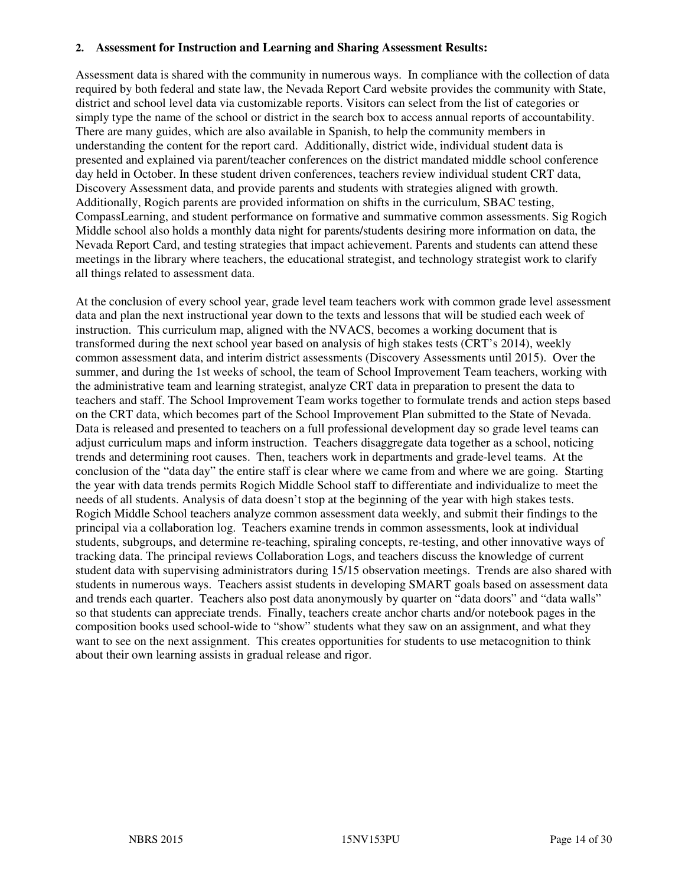**2. Assessment for Instruction and Learning and Sharing Assessment Results:**

Assessment data is shared with the community in numerous ways. In compliance with the collection of data required by both federal and state law, the Nevada Report Card website provides the community with State, district and school level data via customizable reports. Visitors can select from the list of categories or simply type the name of the school or district in the search box to access annual reports of accountability. There are many guides, which are also available in Spanish, to help the community members in understanding the content for the report card. Additionally, district wide, individual student data is presented and explained via parent/teacher conferences on the district mandated middle school conference day held in October. In these student driven conferences, teachers review individual student CRT data, Discovery Assessment data, and provide parents and students with strategies aligned with growth. Additionally, Rogich parents are provided information on shifts in the curriculum, SBAC testing, CompassLearning, and student performance on formative and summative common assessments. Sig Rogich Middle school also holds a monthly data night for parents/students desiring more information on data, the Nevada Report Card, and testing strategies that impact achievement. Parents and students can attend these meetings in the library where teachers, the educational strategist, and technology strategist work to clarify all things related to assessment data.

At the conclusion of every school year, grade level team teachers work with common grade level assessment data and plan the next instructional year down to the texts and lessons that will be studied each week of instruction. This curriculum map, aligned with the NVACS, becomes a working document that is transformed during the next school year based on analysis of high stakes tests (CRT's 2014), weekly common assessment data, and interim district assessments (Discovery Assessments until 2015). Over the summer, and during the 1st weeks of school, the team of School Improvement Team teachers, working with the administrative team and learning strategist, analyze CRT data in preparation to present the data to teachers and staff. The School Improvement Team works together to formulate trends and action steps based on the CRT data, which becomes part of the School Improvement Plan submitted to the State of Nevada. Data is released and presented to teachers on a full professional development day so grade level teams can adjust curriculum maps and inform instruction. Teachers disaggregate data together as a school, noticing trends and determining root causes. Then, teachers work in departments and grade-level teams. At the conclusion of the "data day" the entire staff is clear where we came from and where we are going. Starting the year with data trends permits Rogich Middle School staff to differentiate and individualize to meet the needs of all students. Analysis of data doesn't stop at the beginning of the year with high stakes tests. Rogich Middle School teachers analyze common assessment data weekly, and submit their findings to the principal via a collaboration log. Teachers examine trends in common assessments, look at individual students, subgroups, and determine re-teaching, spiraling concepts, re-testing, and other innovative ways of tracking data. The principal reviews Collaboration Logs, and teachers discuss the knowledge of current student data with supervising administrators during 15/15 observation meetings. Trends are also shared with students in numerous ways. Teachers assist students in developing SMART goals based on assessment data and trends each quarter. Teachers also post data anonymously by quarter on "data doors" and "data walls" so that students can appreciate trends. Finally, teachers create anchor charts and/or notebook pages in the composition books used school-wide to "show" students what they saw on an assignment, and what they want to see on the next assignment. This creates opportunities for students to use metacognition to think about their own learning assists in gradual release and rigor.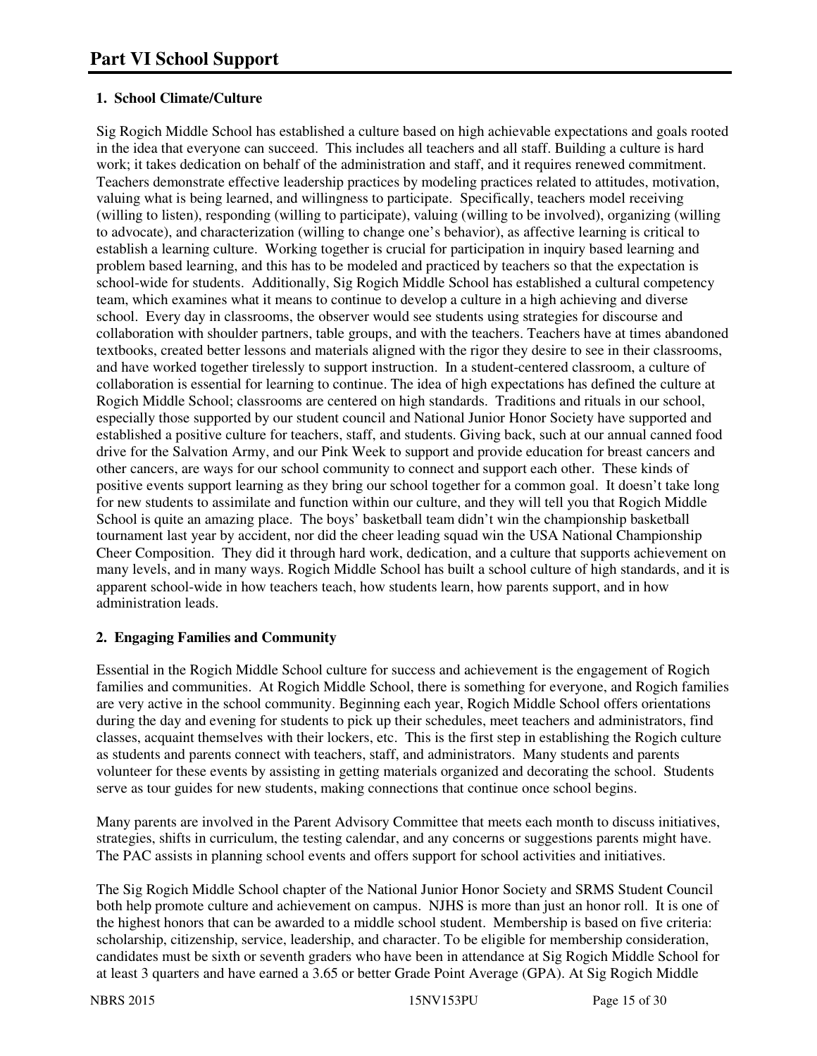# Part VI School Support

### 1. School Climate/Culture

Sig Rogich Middle School has established a culture based on high achievable expectations and goals rooted in the idea that everyone can succeed. This includes all teachers and all staff. Building a culture is hard work; it takes dedication on behalf of the administration and staff, and it requires renewed commitment. Teachers demonstrate effective leadership practices by modeling practices related to attitudes, motivation, valuing what is being learned, and willingness to participate. Specifically, teachers model receiving (willing to listen), responding (willing to participate), valuing (willing to be involved), organizing (willing to advocate), and characterization (willing to change one's behavior), as affective learning is critical to establish a learning culture. Working together is crucial for participation in inquiry based learning and problem based learning, and this has to be modeled and practiced by teachers so that the expectation is school-wide for students. Additionally, Sig Rogich Middle School has established a cultural competency team, which examines what it means to continue to develop a culture in a high achieving and diverse school. Every day in classrooms, the observer would see students using strategies for discourse and collaboration with shoulder partners, table groups, and with the teachers. Teachers have at times abandoned textbooks, created better lessons and materials aligned with the rigor they desire to see in their classrooms, and have worked together tirelessly to support instruction. In a student-centered classroom, a culture of collaboration is essential for learning to continue. The idea of high expectations has defined the culture at Rogich Middle School; classrooms are centered on high standards. Traditions and rituals in our school, especially those supported by our student council and National Junior Honor Society have supported and established a positive culture for teachers, staff, and students. Giving back, such at our annual canned food drive for the Salvation Army, and our Pink Week to support and provide education for breast cancers and other cancers, are ways for our school community to connect and support each other. These kinds of positive events support learning as they bring our school together for a common goal. It doesn't take long for new students to assimilate and function within our culture, and they will tell you that Rogich Middle School is quite an amazing place. The boys' basketball team didn't win the championship basketball tournament last year by accident, nor did the cheer leading squad win the USA National Championship Cheer Composition. They did it through hard work, dedication, and a culture that supports achievement on many levels, and in many ways. Rogich Middle School has built a school culture of high standards, and it is apparent school-wide in how teachers teach, how students learn, how parents support, and in how administration leads.

### 2. Engaging Families and Community

Essential in the Rogich Middle School culture for success and achievement is the engagement of Rogich families and communities. At Rogich Middle School, there is something for everyone, and Rogich families are very active in the school community. Beginning each year, Rogich Middle School offers orientations during the day and evening for students to pick up their schedules, meet teachers and administrators, find classes, acquaint themselves with their lockers, etc. This is the first step in establishing the Rogich culture as students and parents connect with teachers, staff, and administrators. Many students and parents volunteer for these events by assisting in getting materials organized and decorating the school. Students serve as tour guides for new students, making connections that continue once school begins.

Many parents are involved in the Parent Advisory Committee that meets each month to discuss initiatives, strategies, shifts in curriculum, the testing calendar, and any concerns or suggestions parents might have. The PAC assists in planning school events and offers support for school activities and initiatives.

The Sig Rogich Middle School chapter of the National Junior Honor Society and SRMS Student Council both help promote culture and achievement on campus. NJHS is more than just an honor roll. It is one of the highest honors that can be awarded to a middle school student. Membership is based on five criteria: scholarship, citizenship, service, leadership, and character. To be eligible for membership consideration, candidates must be sixth or seventh graders who have been in attendance at Sig Rogich Middle School for at least 3 quarters and have earned a 3.65 or better Grade Point Average (GPA). At Sig Rogich Middle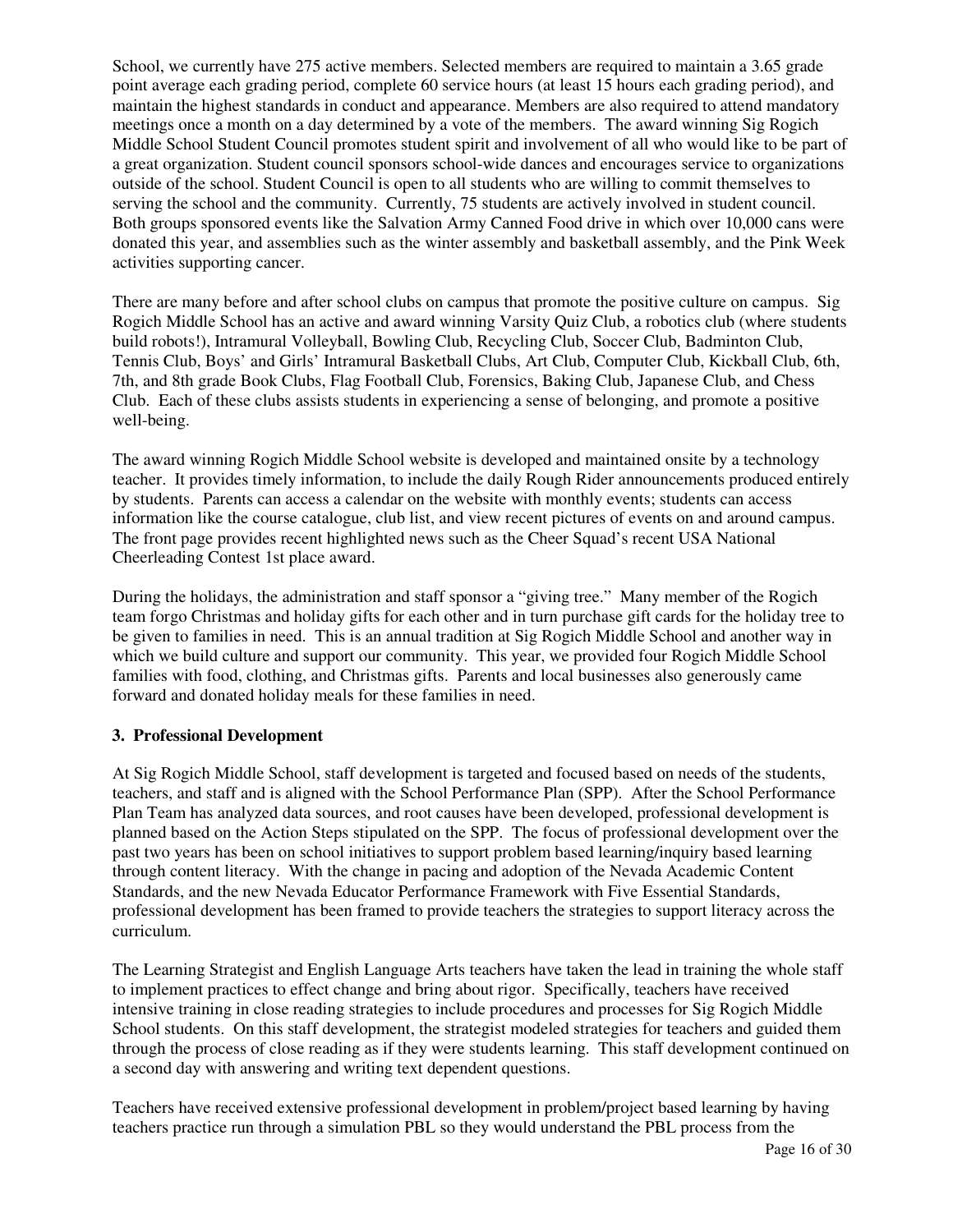School, we currently have 275 active members. Selected members are required to maintain a 3.65 grade point average each grading period, complete 60 service hours (at least 15 hours each grading period), and maintain the highest standards in conduct and appearance. Members are also required to attend mandatory meetings once a month on a day determined by a vote of the members. The award winning Sig Rogich Middle School Student Council promotes student spirit and involvement of all who would like to be part of a great organization. Student council sponsors school-wide dances and encourages service to organizations outside of the school. Student Council is open to all students who are willing to commit themselves to serving the school and the community. Currently, 75 students are actively involved in student council. Both groups sponsored events like the Salvation Army Canned Food drive in which over 10,000 cans were donated this year, and assemblies such as the winter assembly and basketball assembly, and the Pink Week activities supporting cancer.

There are many before and after school clubs on campus that promote the positive culture on campus. Sig Rogich Middle School has an active and award winning Varsity Quiz Club, a robotics club (where students build robots!), Intramural Volleyball, Bowling Club, Recycling Club, Soccer Club, Badminton Club, Tennis Club, Boys' and Girls' Intramural Basketball Clubs, Art Club, Computer Club, Kickball Club, 6th, 7th, and 8th grade Book Clubs, Flag Football Club, Forensics, Baking Club, Japanese Club, and Chess Club. Each of these clubs assists students in experiencing a sense of belonging, and promote a positive well-being.

The award winning Rogich Middle School website is developed and maintained onsite by a technology teacher. It provides timely information, to include the daily Rough Rider announcements produced entirely by students. Parents can access a calendar on the website with monthly events; students can access information like the course catalogue, club list, and view recent pictures of events on and around campus. The front page provides recent highlighted news such as the Cheer Squad's recent USA National Cheerleading Contest 1st place award.

During the holidays, the administration and staff sponsor a "giving tree." Many member of the Rogich team forgo Christmas and holiday gifts for each other and in turn purchase gift cards for the holiday tree to be given to families in need. This is an annual tradition at Sig Rogich Middle School and another way in which we build culture and support our community. This year, we provided four Rogich Middle School families with food, clothing, and Christmas gifts. Parents and local businesses also generously came forward and donated holiday meals for these families in need.

**3. Professional Development**

At Sig Rogich Middle School, staff development is targeted and focused based on needs of the students, teachers, and staff and is aligned with the School Performance Plan (SPP). After the School Performance Plan Team has analyzed data sources, and root causes have been developed, professional development is planned based on the Action Steps stipulated on the SPP. The focus of professional development over the past two years has been on school initiatives to support problem based learning/inquiry based learning through content literacy. With the change in pacing and adoption of the Nevada Academic Content Standards, and the new Nevada Educator Performance Framework with Five Essential Standards, professional development has been framed to provide teachers the strategies to support literacy across the curriculum.

The Learning Strategist and English Language Arts teachers have taken the lead in training the whole staff to implement practices to effect change and bring about rigor. Specifically, teachers have received intensive training in close reading strategies to include procedures and processes for Sig Rogich Middle School students. On this staff development, the strategist modeled strategies for teachers and guided them through the process of close reading as if they were students learning. This staff development continued on a second day with answering and writing text dependent questions.

Teachers have received extensive professional development in problem/project based learning by having teachers practice run through a simulation PBL so they would understand the PBL process from the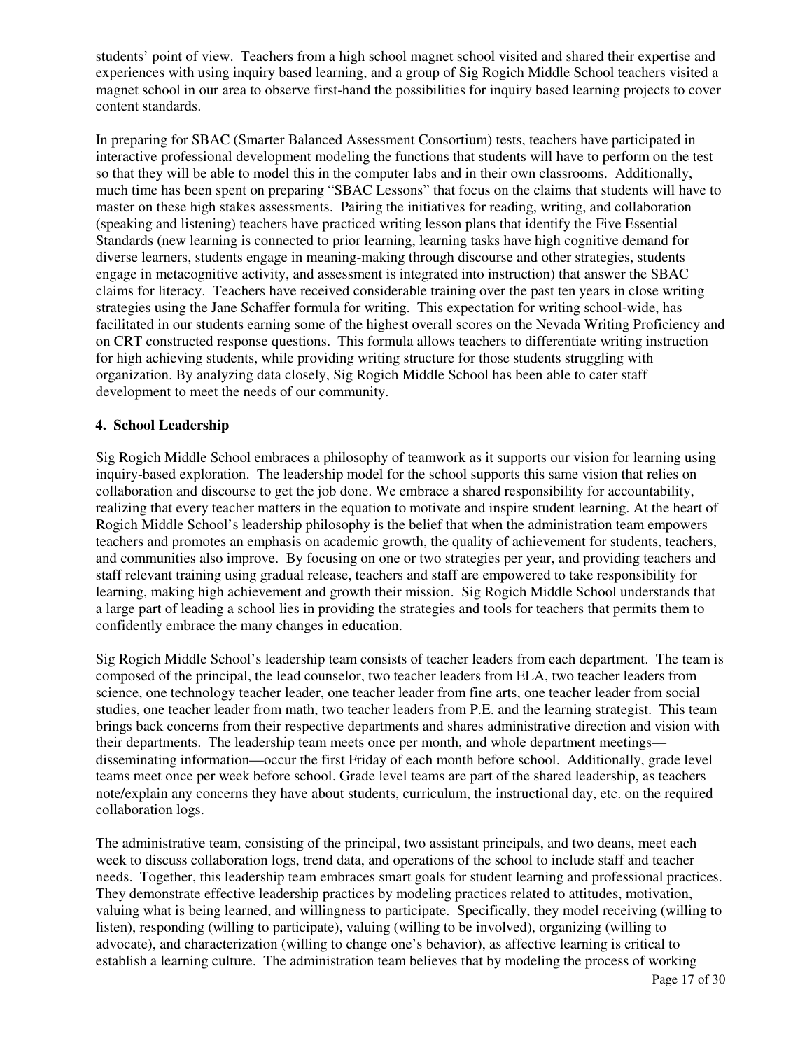students' point of view. Teachers from a high school magnet school visited and shared their expertise and experiences with using inquiry based learning, and a group of Sig Rogich Middle School teachers visited a magnet school in our area to observe first-hand the possibilities for inquiry based learning projects to cover content standards.

In preparing for SBAC (Smarter Balanced Assessment Consortium) tests, teachers have participated in interactive professional development modeling the functions that students will have to perform on the test so that they will be able to model this in the computer labs and in their own classrooms. Additionally, much time has been spent on preparing "SBAC Lessons" that focus on the claims that students will have to master on these high stakes assessments. Pairing the initiatives for reading, writing, and collaboration (speaking and listening) teachers have practiced writing lesson plans that identify the Five Essential Standards (new learning is connected to prior learning, learning tasks have high cognitive demand for diverse learners, students engage in meaning-making through discourse and other strategies, students engage in metacognitive activity, and assessment is integrated into instruction) that answer the SBAC claims for literacy. Teachers have received considerable training over the past ten years in close writing strategies using the Jane Schaffer formula for writing. This expectation for writing school-wide, has facilitated in our students earning some of the highest overall scores on the Nevada Writing Proficiency and on CRT constructed response questions. This formula allows teachers to differentiate writing instruction for high achieving students, while providing writing structure for those students struggling with organization. By analyzing data closely, Sig Rogich Middle School has been able to cater staff development to meet the needs of our community.

**4. School Leadership**

Sig Rogich Middle School embraces a philosophy of teamwork as it supports our vision for learning using inquiry-based exploration. The leadership model for the school supports this same vision that relies on collaboration and discourse to get the job done. We embrace a shared responsibility for accountability, realizing that every teacher matters in the equation to motivate and inspire student learning. At the heart of Rogich Middle School's leadership philosophy is the belief that when the administration team empowers teachers and promotes an emphasis on academic growth, the quality of achievement for students, teachers, and communities also improve. By focusing on one or two strategies per year, and providing teachers and staff relevant training using gradual release, teachers and staff are empowered to take responsibility for learning, making high achievement and growth their mission. Sig Rogich Middle School understands that a large part of leading a school lies in providing the strategies and tools for teachers that permits them to confidently embrace the many changes in education.

Sig Rogich Middle School's leadership team consists of teacher leaders from each department. The team is composed of the principal, the lead counselor, two teacher leaders from ELA, two teacher leaders from science, one technology teacher leader, one teacher leader from fine arts, one teacher leader from social studies, one teacher leader from math, two teacher leaders from P.E. and the learning strategist. This team brings back concerns from their respective departments and shares administrative direction and vision with their departments. The leadership team meets once per month, and whole department meetings—disseminating information—occur the first Friday of each month before school. Additionally, grade level teams meet once per week before school. Grade level teams are part of the shared leadership, as teachers note/explain any concerns they have about students, curriculum, the instructional day, etc. on the required collaboration logs.

The administrative team, consisting of the principal, two assistant principals, and two deans, meet each week to discuss collaboration logs, trend data, and operations of the school to include staff and teacher needs. Together, this leadership team embraces smart goals for student learning and professional practices. They demonstrate effective leadership practices by modeling practices related to attitudes, motivation, valuing what is being learned, and willingness to participate. Specifically, they model receiving (willing to listen), responding (willing to participate), valuing (willing to be involved), organizing (willing to advocate), and characterization (willing to change one's behavior), as affective learning is critical to establish a learning culture. The administration team believes that by modeling the process of working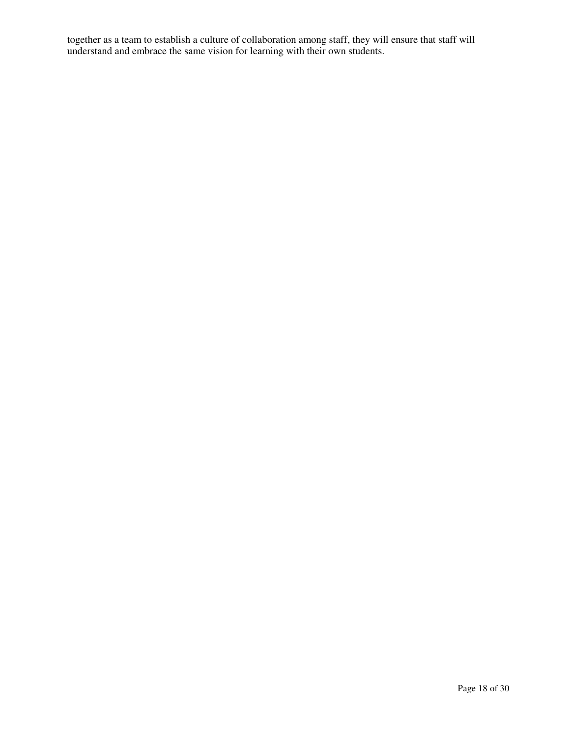together as a team to establish a culture of collaboration among staff, they will ensure that staff will understand and embrace the same vision for learning with their own students.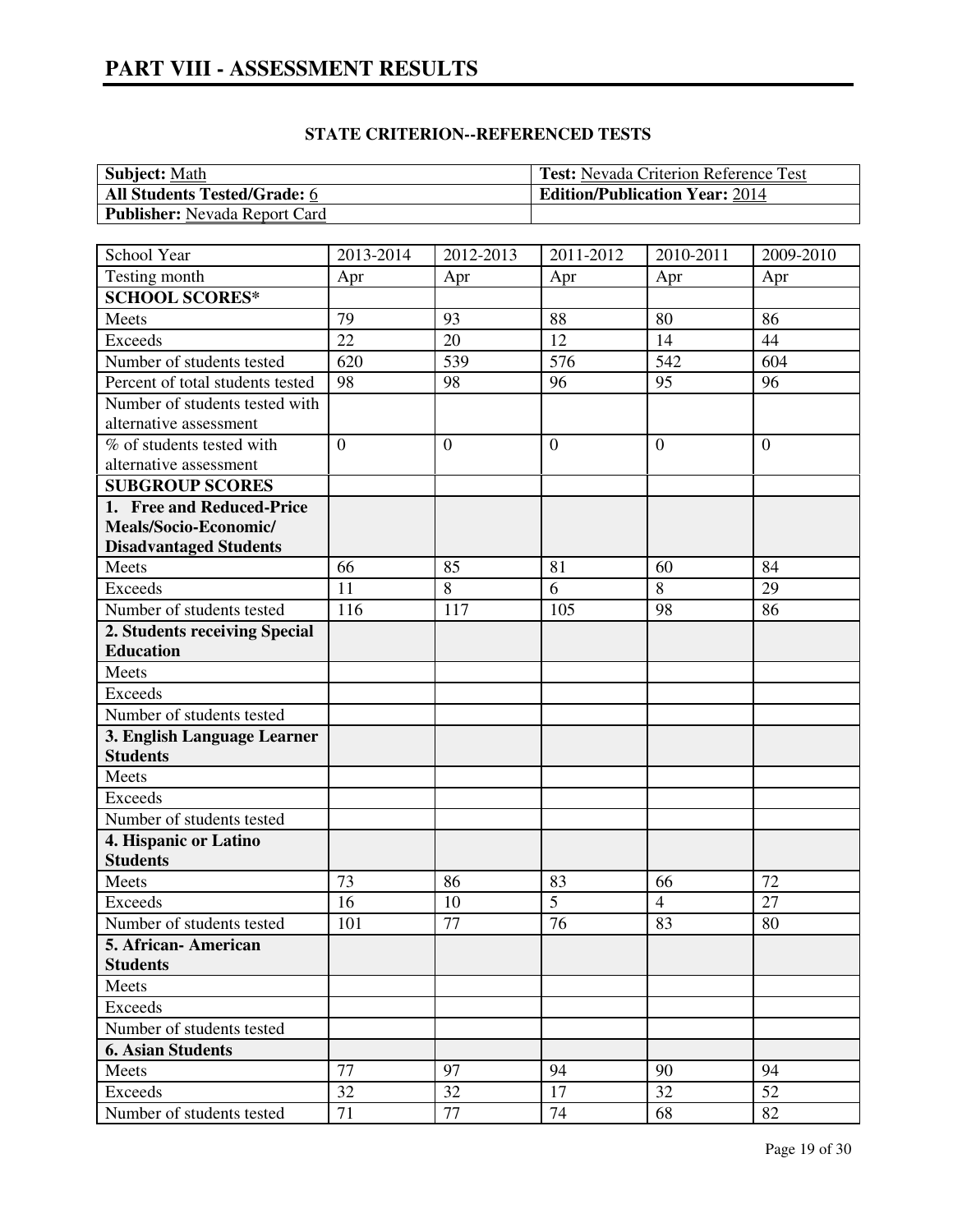# PART VIII - ASSESSMENT RESULTS

**STATE CRITERION--REFERENCED TESTS**

| **Subject:** Math | **Test:** Nevada Criterion Reference Test |
|---|---|
| **All Students Tested/Grade:** 6 | **Edition/Publication Year:** 2014 |
| **Publisher:** Nevada Report Card | |

| School Year | 2013-2014 | 2012-2013 | 2011-2012 | 2010-2011 | 2009-2010 |
|---|---|---|---|---|---|
| Testing month | Apr | Apr | Apr | Apr | Apr |
| **SCHOOL SCORES*** | | | | | |
| Meets | 79 | 93 | 88 | 80 | 86 |
| Exceeds | 22 | 20 | 12 | 14 | 44 |
| Number of students tested | 620 | 539 | 576 | 542 | 604 |
| Percent of total students tested | 98 | 98 | 96 | 95 | 96 |
| Number of students tested with alternative assessment | | | | | |
| % of students tested with alternative assessment | 0 | 0 | 0 | 0 | 0 |
| **SUBGROUP SCORES** | | | | | |
| **1. Free and Reduced-Price Meals/Socio-Economic/ Disadvantaged Students** | | | | | |
| Meets | 66 | 85 | 81 | 60 | 84 |
| Exceeds | 11 | 8 | 6 | 8 | 29 |
| Number of students tested | 116 | 117 | 105 | 98 | 86 |
| **2. Students receiving Special Education** | | | | | |
| Meets | | | | | |
| Exceeds | | | | | |
| Number of students tested | | | | | |
| **3. English Language Learner Students** | | | | | |
| Meets | | | | | |
| Exceeds | | | | | |
| Number of students tested | | | | | |
| **4. Hispanic or Latino Students** | | | | | |
| Meets | 73 | 86 | 83 | 66 | 72 |
| Exceeds | 16 | 10 | 5 | 4 | 27 |
| Number of students tested | 101 | 77 | 76 | 83 | 80 |
| **5. African- American Students** | | | | | |
| Meets | | | | | |
| Exceeds | | | | | |
| Number of students tested | | | | | |
| **6. Asian Students** | | | | | |
| Meets | 77 | 97 | 94 | 90 | 94 |
| Exceeds | 32 | 32 | 17 | 32 | 52 |
| Number of students tested | 71 | 77 | 74 | 68 | 82 |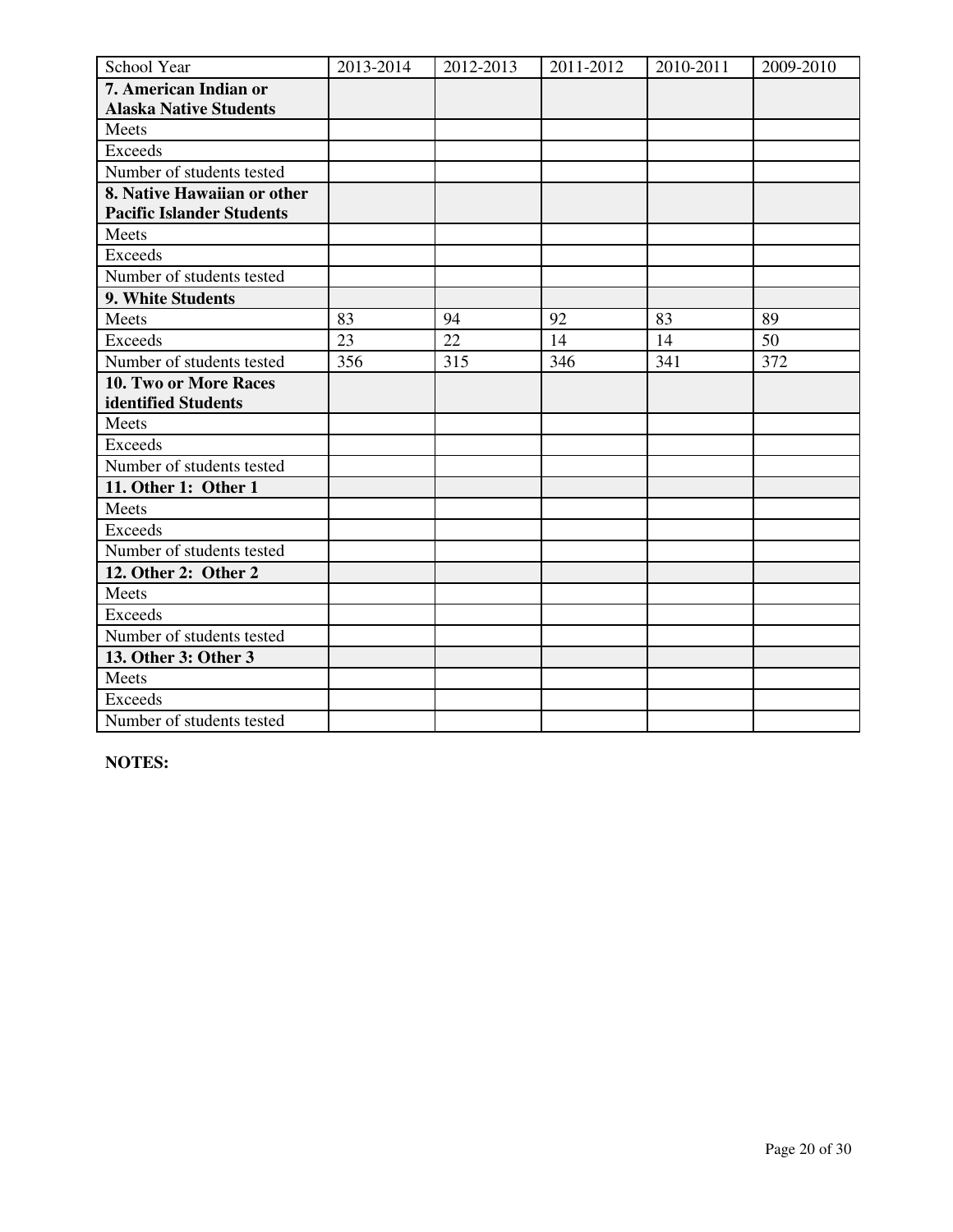| School Year | 2013-2014 | 2012-2013 | 2011-2012 | 2010-2011 | 2009-2010 |
|---|---|---|---|---|---|
| **7. American Indian or Alaska Native Students** | | | | | |
| Meets | | | | | |
| Exceeds | | | | | |
| Number of students tested | | | | | |
| **8. Native Hawaiian or other Pacific Islander Students** | | | | | |
| Meets | | | | | |
| Exceeds | | | | | |
| Number of students tested | | | | | |
| **9. White Students** | | | | | |
| Meets | 83 | 94 | 92 | 83 | 89 |
| Exceeds | 23 | 22 | 14 | 14 | 50 |
| Number of students tested | 356 | 315 | 346 | 341 | 372 |
| **10. Two or More Races identified Students** | | | | | |
| Meets | | | | | |
| Exceeds | | | | | |
| Number of students tested | | | | | |
| **11. Other 1: Other 1** | | | | | |
| Meets | | | | | |
| Exceeds | | | | | |
| Number of students tested | | | | | |
| **12. Other 2: Other 2** | | | | | |
| Meets | | | | | |
| Exceeds | | | | | |
| Number of students tested | | | | | |
| **13. Other 3: Other 3** | | | | | |
| Meets | | | | | |
| Exceeds | | | | | |
| Number of students tested | | | | | |

**NOTES:**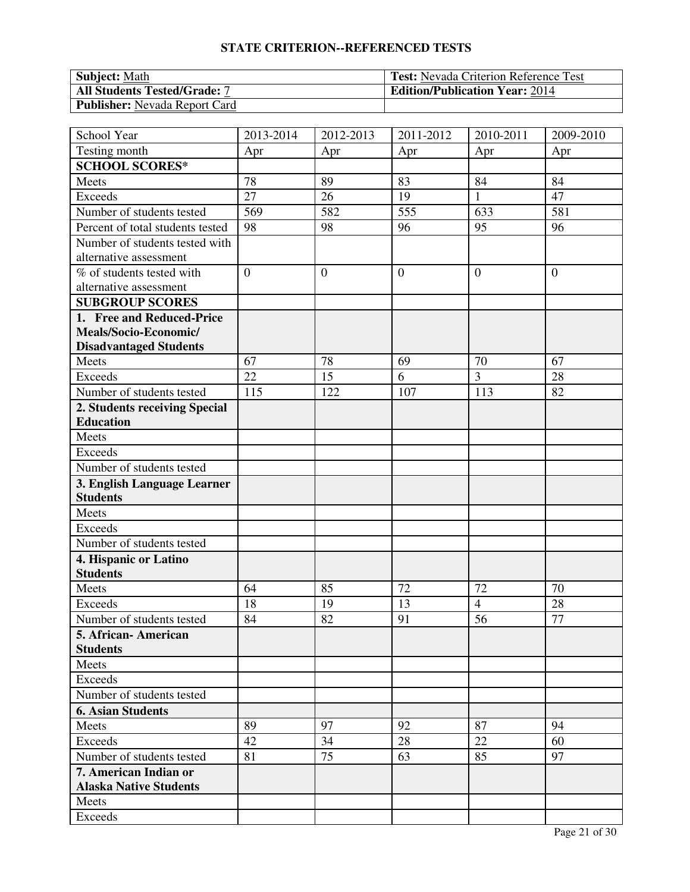# STATE CRITERION--REFERENCED TESTS

| **Subject:** Math | **Test:** Nevada Criterion Reference Test |
|---|---|
| **All Students Tested/Grade:** 7 | **Edition/Publication Year:** 2014 |
| **Publisher:** Nevada Report Card | |

| School Year | 2013-2014 | 2012-2013 | 2011-2012 | 2010-2011 | 2009-2010 |
|---|---|---|---|---|---|
| Testing month | Apr | Apr | Apr | Apr | Apr |
| **SCHOOL SCORES*** | | | | | |
| Meets | 78 | 89 | 83 | 84 | 84 |
| Exceeds | 27 | 26 | 19 | 1 | 47 |
| Number of students tested | 569 | 582 | 555 | 633 | 581 |
| Percent of total students tested | 98 | 98 | 96 | 95 | 96 |
| Number of students tested with alternative assessment | | | | | |
| % of students tested with alternative assessment | 0 | 0 | 0 | 0 | 0 |
| **SUBGROUP SCORES** | | | | | |
| **1. Free and Reduced-Price Meals/Socio-Economic/ Disadvantaged Students** | | | | | |
| Meets | 67 | 78 | 69 | 70 | 67 |
| Exceeds | 22 | 15 | 6 | 3 | 28 |
| Number of students tested | 115 | 122 | 107 | 113 | 82 |
| **2. Students receiving Special Education** | | | | | |
| Meets | | | | | |
| Exceeds | | | | | |
| Number of students tested | | | | | |
| **3. English Language Learner Students** | | | | | |
| Meets | | | | | |
| Exceeds | | | | | |
| Number of students tested | | | | | |
| **4. Hispanic or Latino Students** | | | | | |
| Meets | 64 | 85 | 72 | 72 | 70 |
| Exceeds | 18 | 19 | 13 | 4 | 28 |
| Number of students tested | 84 | 82 | 91 | 56 | 77 |
| **5. African- American Students** | | | | | |
| Meets | | | | | |
| Exceeds | | | | | |
| Number of students tested | | | | | |
| **6. Asian Students** | | | | | |
| Meets | 89 | 97 | 92 | 87 | 94 |
| Exceeds | 42 | 34 | 28 | 22 | 60 |
| Number of students tested | 81 | 75 | 63 | 85 | 97 |
| **7. American Indian or Alaska Native Students** | | | | | |
| Meets | | | | | |
| Exceeds | | | | | |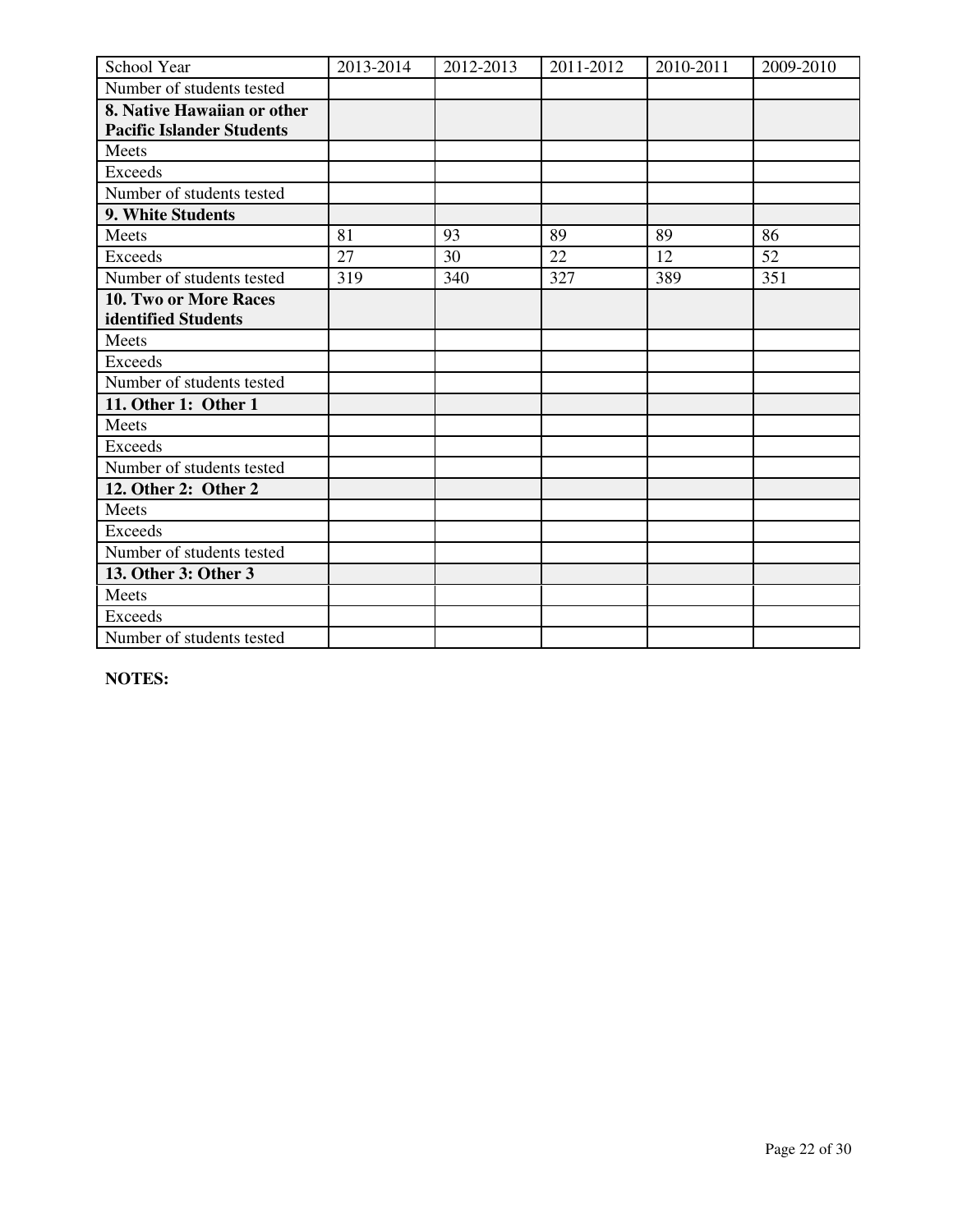| School Year | 2013-2014 | 2012-2013 | 2011-2012 | 2010-2011 | 2009-2010 |
| --- | --- | --- | --- | --- | --- |
| Number of students tested | | | | | |
| **8. Native Hawaiian or other Pacific Islander Students** | | | | | |
| Meets | | | | | |
| Exceeds | | | | | |
| Number of students tested | | | | | |
| **9. White Students** | | | | | |
| Meets | 81 | 93 | 89 | 89 | 86 |
| Exceeds | 27 | 30 | 22 | 12 | 52 |
| Number of students tested | 319 | 340 | 327 | 389 | 351 |
| **10. Two or More Races identified Students** | | | | | |
| Meets | | | | | |
| Exceeds | | | | | |
| Number of students tested | | | | | |
| **11. Other 1: Other 1** | | | | | |
| Meets | | | | | |
| Exceeds | | | | | |
| Number of students tested | | | | | |
| **12. Other 2: Other 2** | | | | | |
| Meets | | | | | |
| Exceeds | | | | | |
| Number of students tested | | | | | |
| **13. Other 3: Other 3** | | | | | |
| Meets | | | | | |
| Exceeds | | | | | |
| Number of students tested | | | | | |

**NOTES:**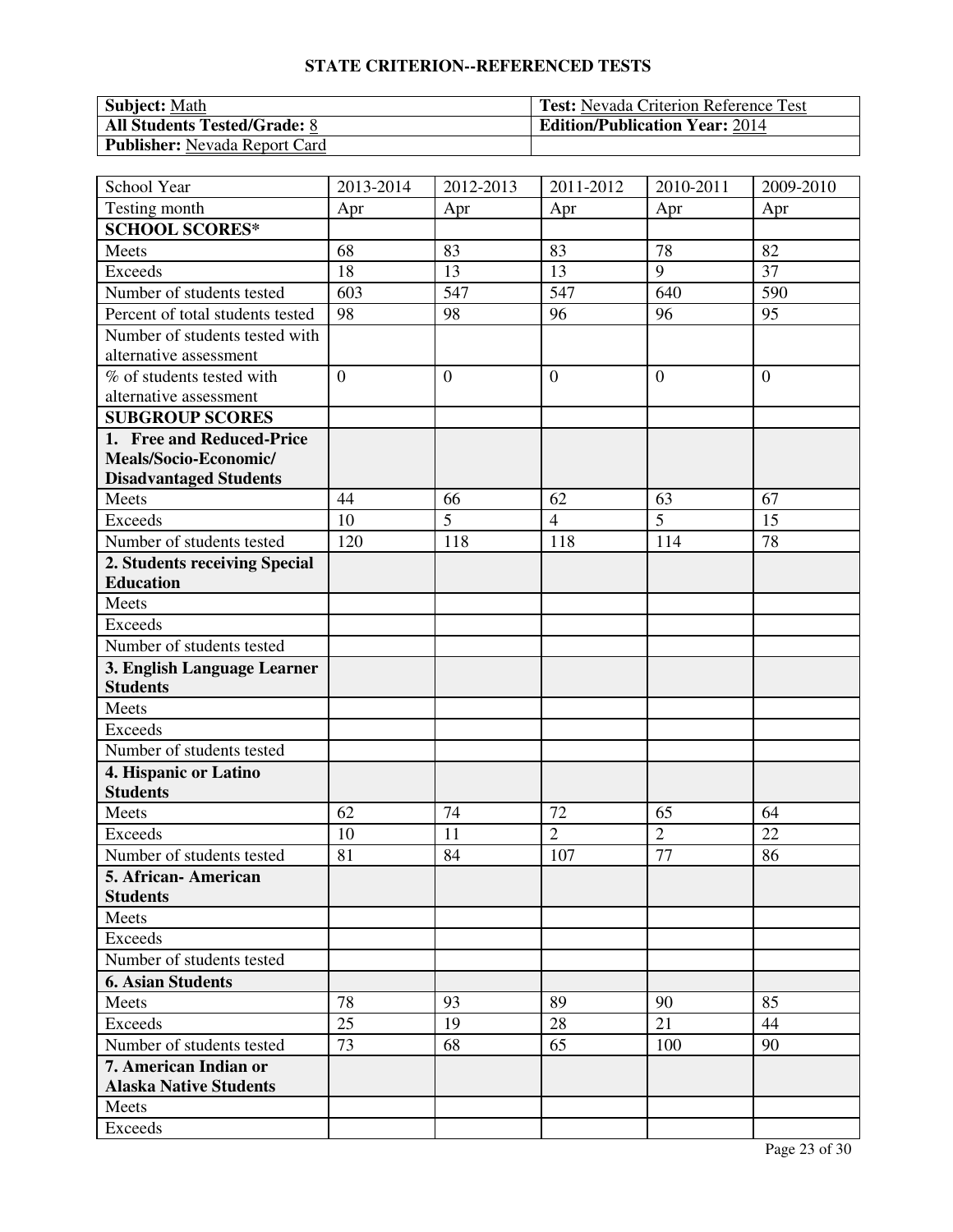## STATE CRITERION--REFERENCED TESTS

| **Subject:** Math | **Test:** Nevada Criterion Reference Test |
|---|---|
| **All Students Tested/Grade:** 8 | **Edition/Publication Year:** 2014 |
| **Publisher:** Nevada Report Card | |

| School Year | 2013-2014 | 2012-2013 | 2011-2012 | 2010-2011 | 2009-2010 |
|---|---|---|---|---|---|
| Testing month | Apr | Apr | Apr | Apr | Apr |
| **SCHOOL SCORES*** | | | | | |
| Meets | 68 | 83 | 83 | 78 | 82 |
| Exceeds | 18 | 13 | 13 | 9 | 37 |
| Number of students tested | 603 | 547 | 547 | 640 | 590 |
| Percent of total students tested | 98 | 98 | 96 | 96 | 95 |
| Number of students tested with alternative assessment | | | | | |
| % of students tested with alternative assessment | 0 | 0 | 0 | 0 | 0 |
| **SUBGROUP SCORES** | | | | | |
| **1. Free and Reduced-Price Meals/Socio-Economic/ Disadvantaged Students** | | | | | |
| Meets | 44 | 66 | 62 | 63 | 67 |
| Exceeds | 10 | 5 | 4 | 5 | 15 |
| Number of students tested | 120 | 118 | 118 | 114 | 78 |
| **2. Students receiving Special Education** | | | | | |
| Meets | | | | | |
| Exceeds | | | | | |
| Number of students tested | | | | | |
| **3. English Language Learner Students** | | | | | |
| Meets | | | | | |
| Exceeds | | | | | |
| Number of students tested | | | | | |
| **4. Hispanic or Latino Students** | | | | | |
| Meets | 62 | 74 | 72 | 65 | 64 |
| Exceeds | 10 | 11 | 2 | 2 | 22 |
| Number of students tested | 81 | 84 | 107 | 77 | 86 |
| **5. African- American Students** | | | | | |
| Meets | | | | | |
| Exceeds | | | | | |
| Number of students tested | | | | | |
| **6. Asian Students** | | | | | |
| Meets | 78 | 93 | 89 | 90 | 85 |
| Exceeds | 25 | 19 | 28 | 21 | 44 |
| Number of students tested | 73 | 68 | 65 | 100 | 90 |
| **7. American Indian or Alaska Native Students** | | | | | |
| Meets | | | | | |
| Exceeds | | | | | |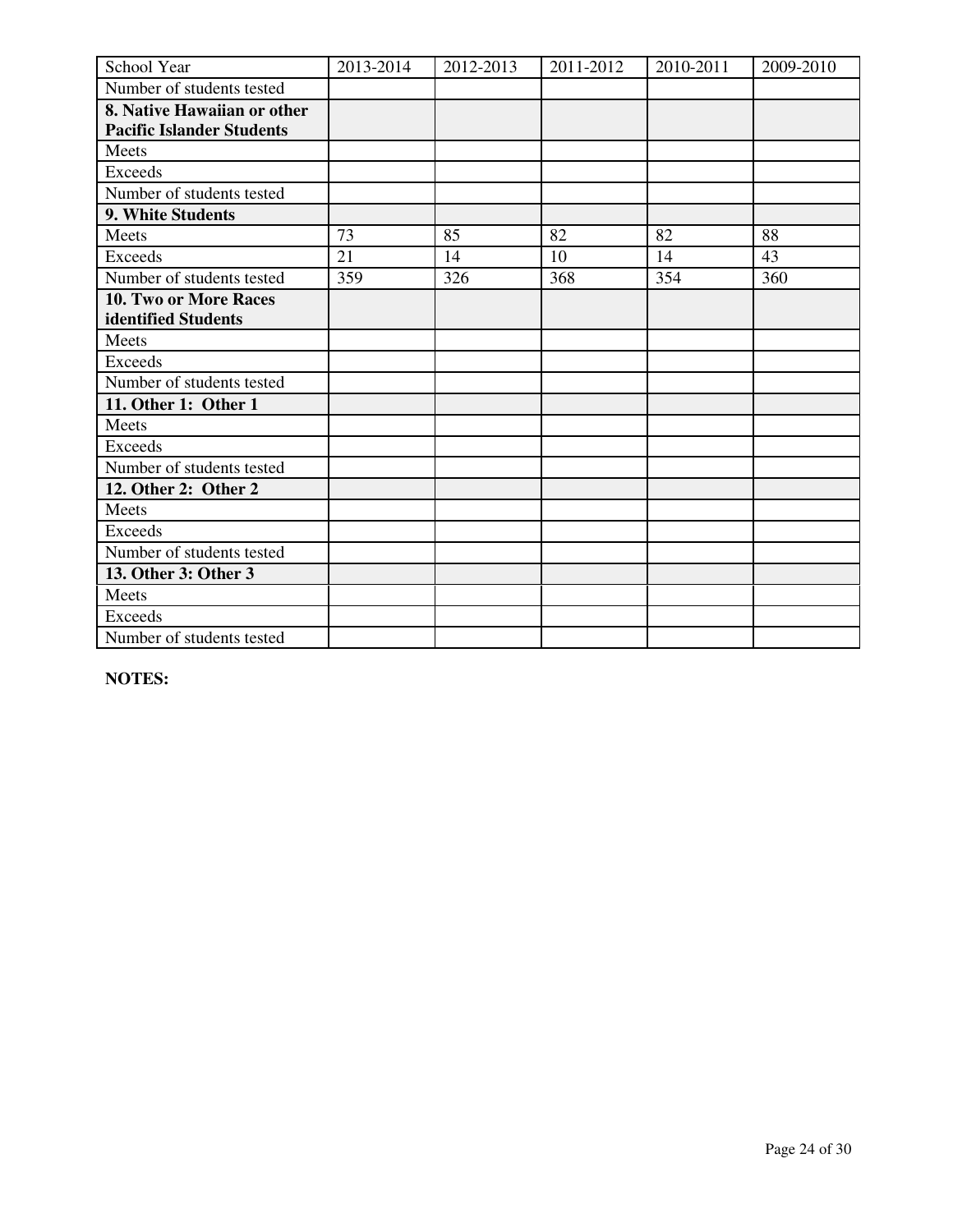| School Year | 2013-2014 | 2012-2013 | 2011-2012 | 2010-2011 | 2009-2010 |
|---|---|---|---|---|---|
| Number of students tested | | | | | |
| **8. Native Hawaiian or other Pacific Islander Students** | | | | | |
| Meets | | | | | |
| Exceeds | | | | | |
| Number of students tested | | | | | |
| **9. White Students** | | | | | |
| Meets | 73 | 85 | 82 | 82 | 88 |
| Exceeds | 21 | 14 | 10 | 14 | 43 |
| Number of students tested | 359 | 326 | 368 | 354 | 360 |
| **10. Two or More Races identified Students** | | | | | |
| Meets | | | | | |
| Exceeds | | | | | |
| Number of students tested | | | | | |
| **11. Other 1: Other 1** | | | | | |
| Meets | | | | | |
| Exceeds | | | | | |
| Number of students tested | | | | | |
| **12. Other 2: Other 2** | | | | | |
| Meets | | | | | |
| Exceeds | | | | | |
| Number of students tested | | | | | |
| **13. Other 3: Other 3** | | | | | |
| Meets | | | | | |
| Exceeds | | | | | |
| Number of students tested | | | | | |

**NOTES:**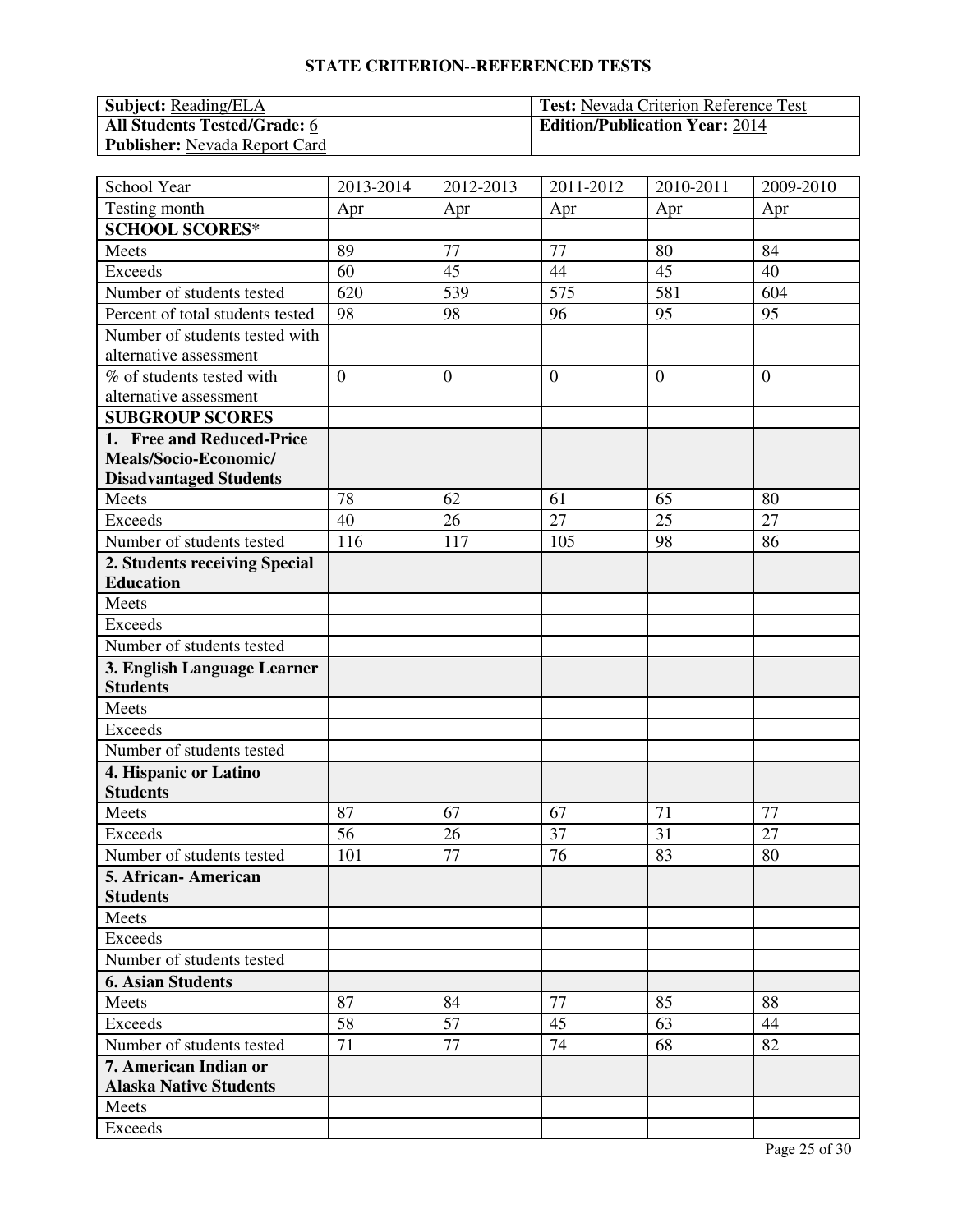## STATE CRITERION--REFERENCED TESTS

| **Subject:** Reading/ELA | **Test:** Nevada Criterion Reference Test |
|---|---|
| **All Students Tested/Grade:** 6 | **Edition/Publication Year:** 2014 |
| **Publisher:** Nevada Report Card | |

| School Year | 2013-2014 | 2012-2013 | 2011-2012 | 2010-2011 | 2009-2010 |
|---|---|---|---|---|---|
| Testing month | Apr | Apr | Apr | Apr | Apr |
| **SCHOOL SCORES*** | | | | | |
| Meets | 89 | 77 | 77 | 80 | 84 |
| Exceeds | 60 | 45 | 44 | 45 | 40 |
| Number of students tested | 620 | 539 | 575 | 581 | 604 |
| Percent of total students tested | 98 | 98 | 96 | 95 | 95 |
| Number of students tested with alternative assessment | | | | | |
| % of students tested with alternative assessment | 0 | 0 | 0 | 0 | 0 |
| **SUBGROUP SCORES** | | | | | |
| **1. Free and Reduced-Price Meals/Socio-Economic/ Disadvantaged Students** | | | | | |
| Meets | 78 | 62 | 61 | 65 | 80 |
| Exceeds | 40 | 26 | 27 | 25 | 27 |
| Number of students tested | 116 | 117 | 105 | 98 | 86 |
| **2. Students receiving Special Education** | | | | | |
| Meets | | | | | |
| Exceeds | | | | | |
| Number of students tested | | | | | |
| **3. English Language Learner Students** | | | | | |
| Meets | | | | | |
| Exceeds | | | | | |
| Number of students tested | | | | | |
| **4. Hispanic or Latino Students** | | | | | |
| Meets | 87 | 67 | 67 | 71 | 77 |
| Exceeds | 56 | 26 | 37 | 31 | 27 |
| Number of students tested | 101 | 77 | 76 | 83 | 80 |
| **5. African- American Students** | | | | | |
| Meets | | | | | |
| Exceeds | | | | | |
| Number of students tested | | | | | |
| **6. Asian Students** | | | | | |
| Meets | 87 | 84 | 77 | 85 | 88 |
| Exceeds | 58 | 57 | 45 | 63 | 44 |
| Number of students tested | 71 | 77 | 74 | 68 | 82 |
| **7. American Indian or Alaska Native Students** | | | | | |
| Meets | | | | | |
| Exceeds | | | | | |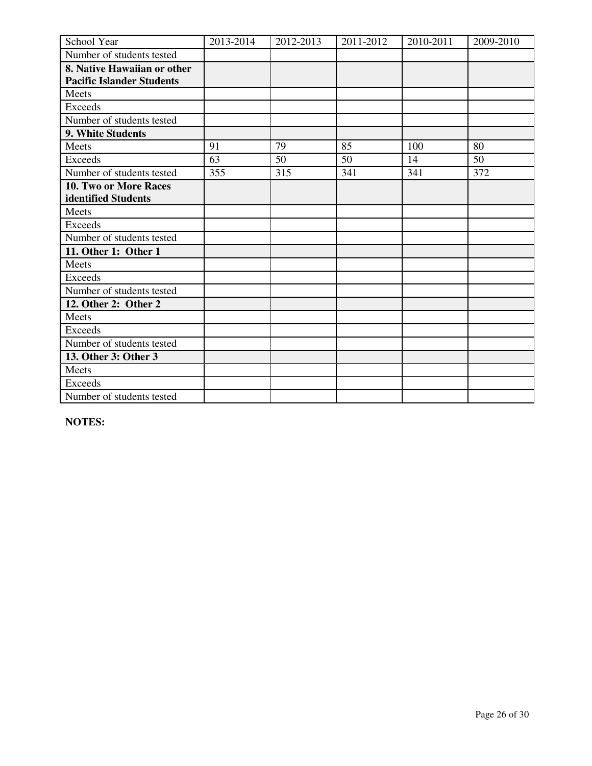| School Year | 2013-2014 | 2012-2013 | 2011-2012 | 2010-2011 | 2009-2010 |
|---|---|---|---|---|---|
| Number of students tested | | | | | |
| **8. Native Hawaiian or other Pacific Islander Students** | | | | | |
| Meets | | | | | |
| Exceeds | | | | | |
| Number of students tested | | | | | |
| **9. White Students** | | | | | |
| Meets | 91 | 79 | 85 | 100 | 80 |
| Exceeds | 63 | 50 | 50 | 14 | 50 |
| Number of students tested | 355 | 315 | 341 | 341 | 372 |
| **10. Two or More Races identified Students** | | | | | |
| Meets | | | | | |
| Exceeds | | | | | |
| Number of students tested | | | | | |
| **11. Other 1: Other 1** | | | | | |
| Meets | | | | | |
| Exceeds | | | | | |
| Number of students tested | | | | | |
| **12. Other 2: Other 2** | | | | | |
| Meets | | | | | |
| Exceeds | | | | | |
| Number of students tested | | | | | |
| **13. Other 3: Other 3** | | | | | |
| Meets | | | | | |
| Exceeds | | | | | |
| Number of students tested | | | | | |

**NOTES:**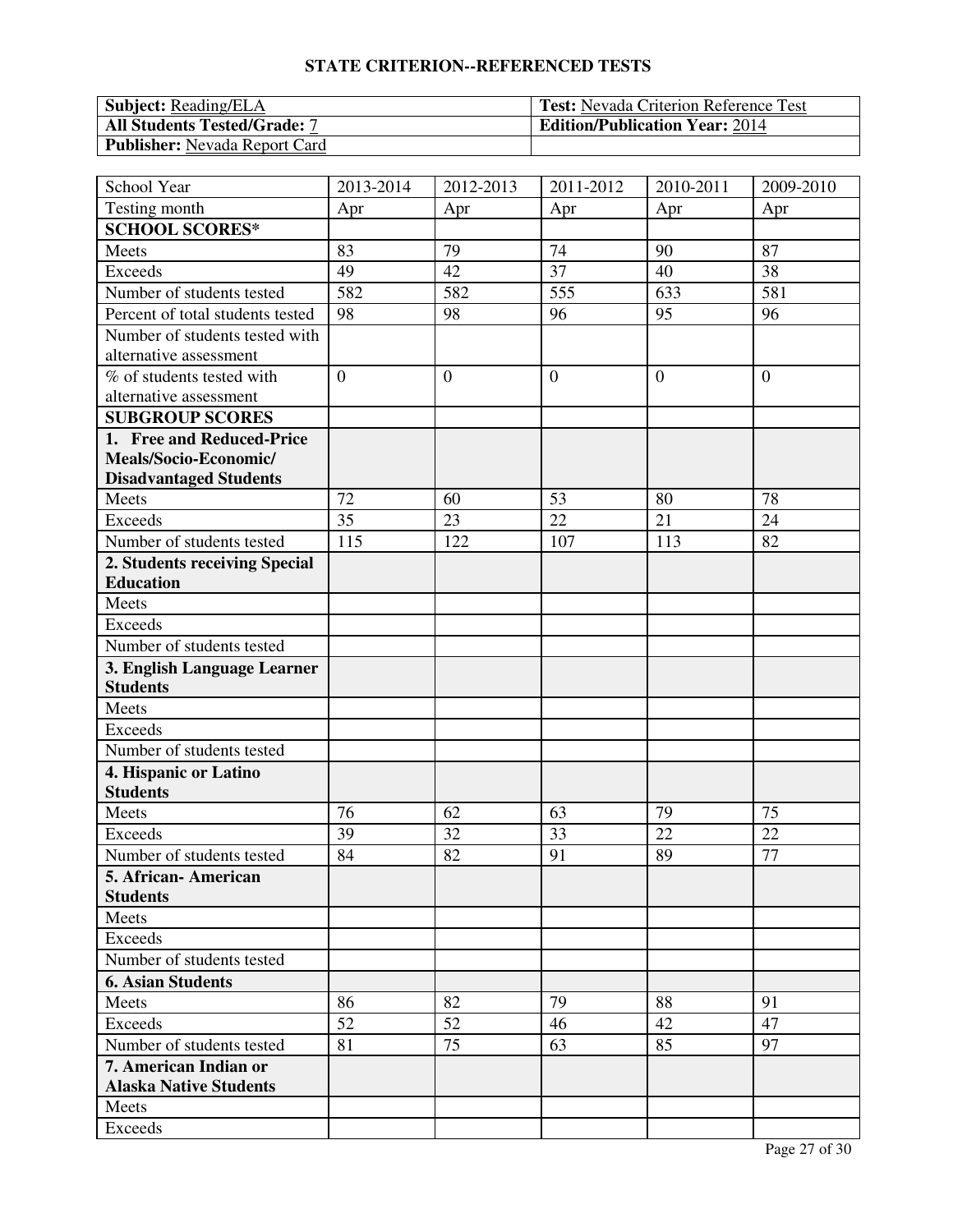## STATE CRITERION--REFERENCED TESTS

| **Subject:** Reading/ELA | **Test:** Nevada Criterion Reference Test |
|---|---|
| **All Students Tested/Grade:** 7 | **Edition/Publication Year:** 2014 |
| **Publisher:** Nevada Report Card | |

| School Year | 2013-2014 | 2012-2013 | 2011-2012 | 2010-2011 | 2009-2010 |
|---|---|---|---|---|---|
| Testing month | Apr | Apr | Apr | Apr | Apr |
| **SCHOOL SCORES*** | | | | | |
| Meets | 83 | 79 | 74 | 90 | 87 |
| Exceeds | 49 | 42 | 37 | 40 | 38 |
| Number of students tested | 582 | 582 | 555 | 633 | 581 |
| Percent of total students tested | 98 | 98 | 96 | 95 | 96 |
| Number of students tested with alternative assessment | | | | | |
| % of students tested with alternative assessment | 0 | 0 | 0 | 0 | 0 |
| **SUBGROUP SCORES** | | | | | |
| **1. Free and Reduced-Price Meals/Socio-Economic/ Disadvantaged Students** | | | | | |
| Meets | 72 | 60 | 53 | 80 | 78 |
| Exceeds | 35 | 23 | 22 | 21 | 24 |
| Number of students tested | 115 | 122 | 107 | 113 | 82 |
| **2. Students receiving Special Education** | | | | | |
| Meets | | | | | |
| Exceeds | | | | | |
| Number of students tested | | | | | |
| **3. English Language Learner Students** | | | | | |
| Meets | | | | | |
| Exceeds | | | | | |
| Number of students tested | | | | | |
| **4. Hispanic or Latino Students** | | | | | |
| Meets | 76 | 62 | 63 | 79 | 75 |
| Exceeds | 39 | 32 | 33 | 22 | 22 |
| Number of students tested | 84 | 82 | 91 | 89 | 77 |
| **5. African- American Students** | | | | | |
| Meets | | | | | |
| Exceeds | | | | | |
| Number of students tested | | | | | |
| **6. Asian Students** | | | | | |
| Meets | 86 | 82 | 79 | 88 | 91 |
| Exceeds | 52 | 52 | 46 | 42 | 47 |
| Number of students tested | 81 | 75 | 63 | 85 | 97 |
| **7. American Indian or Alaska Native Students** | | | | | |
| Meets | | | | | |
| Exceeds | | | | | |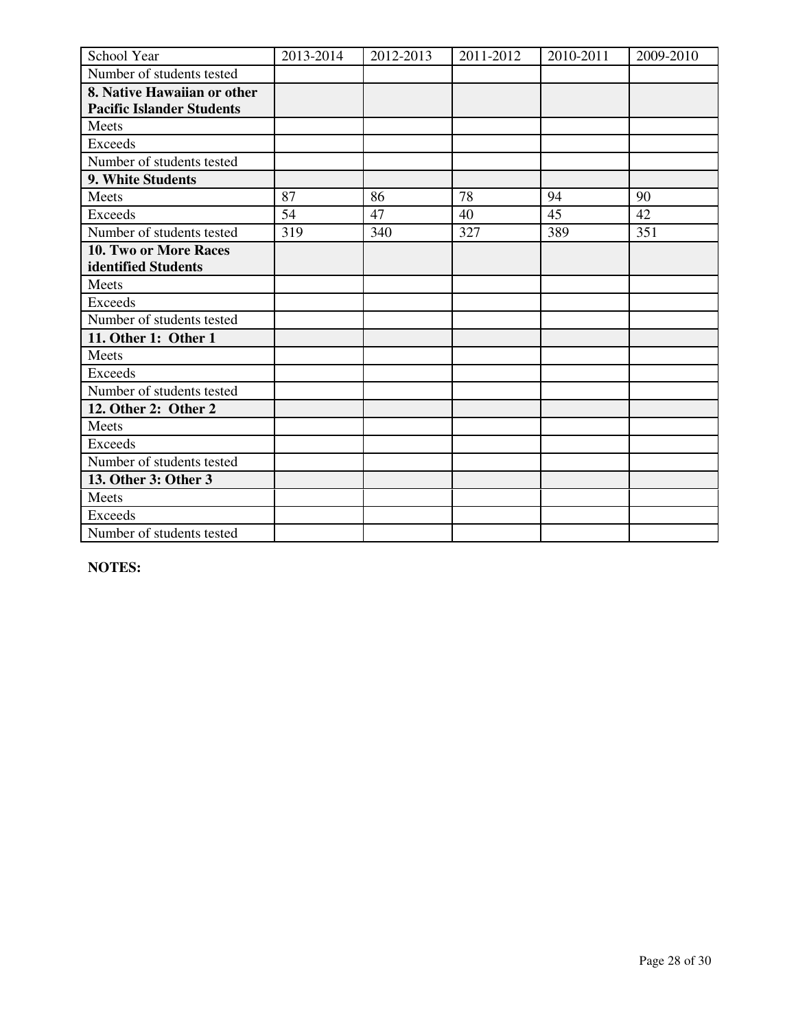| School Year | 2013-2014 | 2012-2013 | 2011-2012 | 2010-2011 | 2009-2010 |
| --- | --- | --- | --- | --- | --- |
| Number of students tested | | | | | |
| **8. Native Hawaiian or other Pacific Islander Students** | | | | | |
| Meets | | | | | |
| Exceeds | | | | | |
| Number of students tested | | | | | |
| **9. White Students** | | | | | |
| Meets | 87 | 86 | 78 | 94 | 90 |
| Exceeds | 54 | 47 | 40 | 45 | 42 |
| Number of students tested | 319 | 340 | 327 | 389 | 351 |
| **10. Two or More Races identified Students** | | | | | |
| Meets | | | | | |
| Exceeds | | | | | |
| Number of students tested | | | | | |
| **11. Other 1: Other 1** | | | | | |
| Meets | | | | | |
| Exceeds | | | | | |
| Number of students tested | | | | | |
| **12. Other 2: Other 2** | | | | | |
| Meets | | | | | |
| Exceeds | | | | | |
| Number of students tested | | | | | |
| **13. Other 3: Other 3** | | | | | |
| Meets | | | | | |
| Exceeds | | | | | |
| Number of students tested | | | | | |

**NOTES:**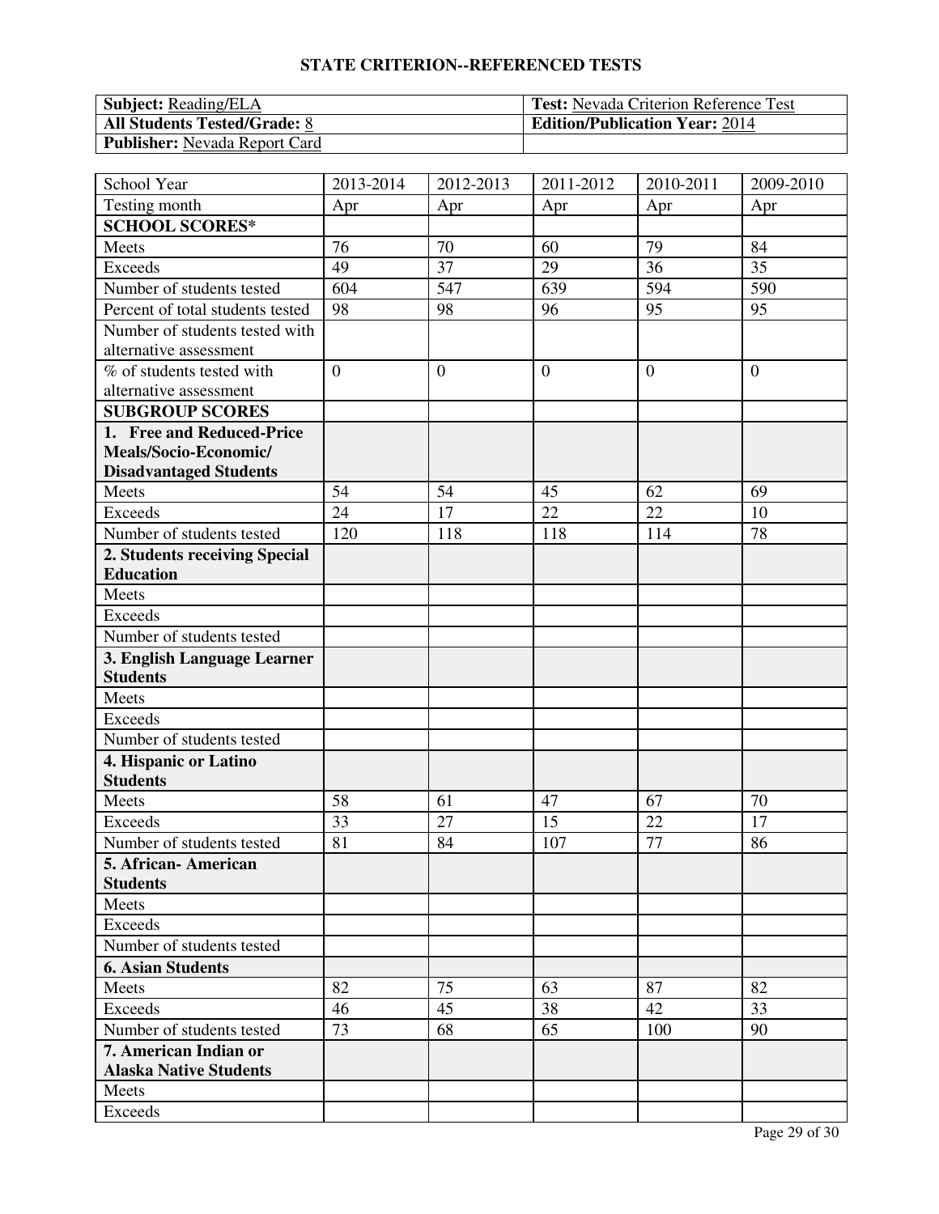## STATE CRITERION--REFERENCED TESTS

| **Subject:** Reading/ELA | **Test:** Nevada Criterion Reference Test |
|---|---|
| **All Students Tested/Grade:** 8 | **Edition/Publication Year:** 2014 |
| **Publisher:** Nevada Report Card | |

| School Year | 2013-2014 | 2012-2013 | 2011-2012 | 2010-2011 | 2009-2010 |
|---|---|---|---|---|---|
| Testing month | Apr | Apr | Apr | Apr | Apr |
| **SCHOOL SCORES*** | | | | | |
| Meets | 76 | 70 | 60 | 79 | 84 |
| Exceeds | 49 | 37 | 29 | 36 | 35 |
| Number of students tested | 604 | 547 | 639 | 594 | 590 |
| Percent of total students tested | 98 | 98 | 96 | 95 | 95 |
| Number of students tested with alternative assessment | | | | | |
| % of students tested with alternative assessment | 0 | 0 | 0 | 0 | 0 |
| **SUBGROUP SCORES** | | | | | |
| **1. Free and Reduced-Price Meals/Socio-Economic/ Disadvantaged Students** | | | | | |
| Meets | 54 | 54 | 45 | 62 | 69 |
| Exceeds | 24 | 17 | 22 | 22 | 10 |
| Number of students tested | 120 | 118 | 118 | 114 | 78 |
| **2. Students receiving Special Education** | | | | | |
| Meets | | | | | |
| Exceeds | | | | | |
| Number of students tested | | | | | |
| **3. English Language Learner Students** | | | | | |
| Meets | | | | | |
| Exceeds | | | | | |
| Number of students tested | | | | | |
| **4. Hispanic or Latino Students** | | | | | |
| Meets | 58 | 61 | 47 | 67 | 70 |
| Exceeds | 33 | 27 | 15 | 22 | 17 |
| Number of students tested | 81 | 84 | 107 | 77 | 86 |
| **5. African- American Students** | | | | | |
| Meets | | | | | |
| Exceeds | | | | | |
| Number of students tested | | | | | |
| **6. Asian Students** | | | | | |
| Meets | 82 | 75 | 63 | 87 | 82 |
| Exceeds | 46 | 45 | 38 | 42 | 33 |
| Number of students tested | 73 | 68 | 65 | 100 | 90 |
| **7. American Indian or Alaska Native Students** | | | | | |
| Meets | | | | | |
| Exceeds | | | | | |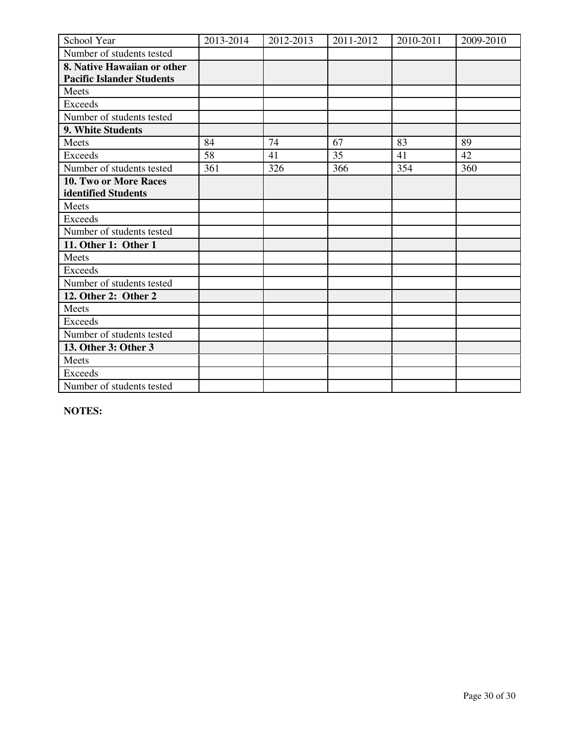| School Year | 2013-2014 | 2012-2013 | 2011-2012 | 2010-2011 | 2009-2010 |
|---|---|---|---|---|---|
| Number of students tested | | | | | |
| **8. Native Hawaiian or other Pacific Islander Students** | | | | | |
| Meets | | | | | |
| Exceeds | | | | | |
| Number of students tested | | | | | |
| **9. White Students** | | | | | |
| Meets | 84 | 74 | 67 | 83 | 89 |
| Exceeds | 58 | 41 | 35 | 41 | 42 |
| Number of students tested | 361 | 326 | 366 | 354 | 360 |
| **10. Two or More Races identified Students** | | | | | |
| Meets | | | | | |
| Exceeds | | | | | |
| Number of students tested | | | | | |
| **11. Other 1: Other 1** | | | | | |
| Meets | | | | | |
| Exceeds | | | | | |
| Number of students tested | | | | | |
| **12. Other 2: Other 2** | | | | | |
| Meets | | | | | |
| Exceeds | | | | | |
| Number of students tested | | | | | |
| **13. Other 3: Other 3** | | | | | |
| Meets | | | | | |
| Exceeds | | | | | |
| Number of students tested | | | | | |

**NOTES:**